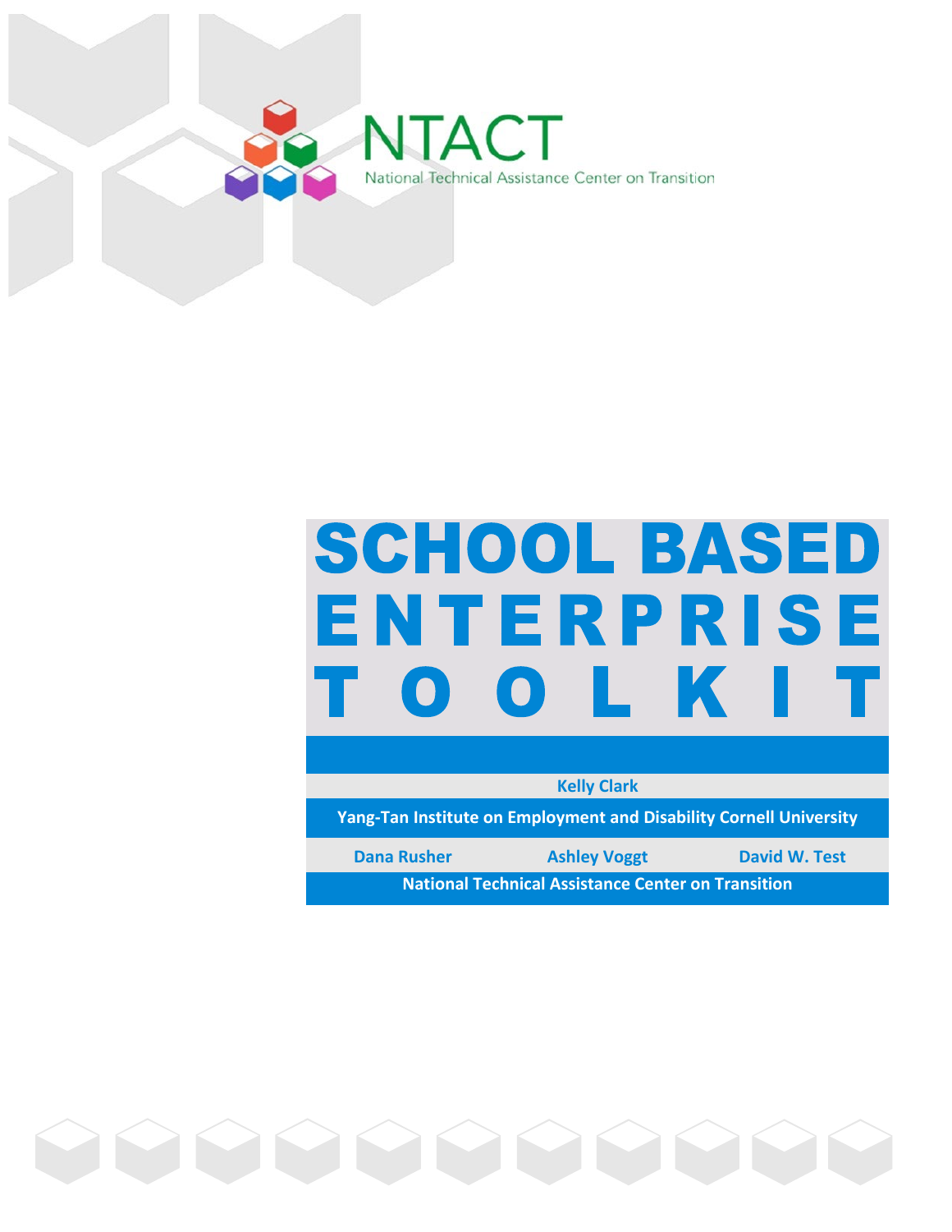NTACT

National Technical Assistance Center on Transition

# SCHOOL BASED ENTERPRISE TOOLKIT

**Kelly Clark**

**Yang-Tan Institute on Employment and Disability Cornell University**

**Dana Rusher** | **Ashley Voggt** | **David W. Test**

**National Technical Assistance Center on Transition**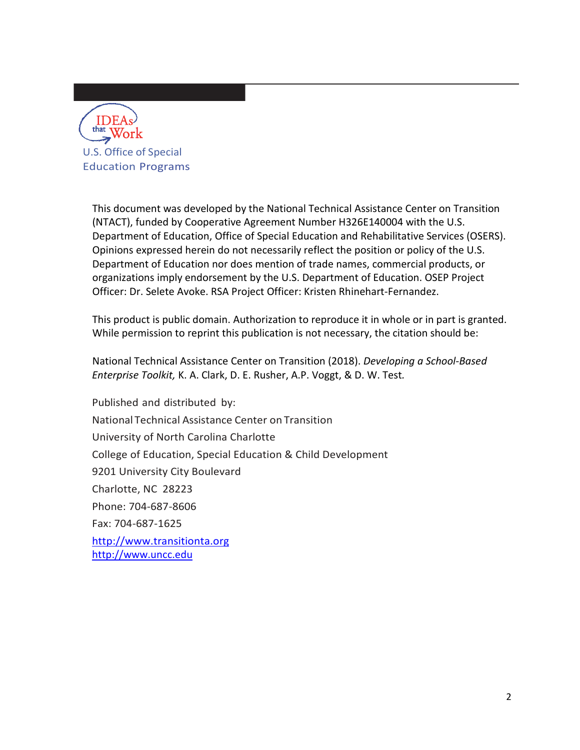IDEAs that Work

U.S. Office of Special Education Programs

This document was developed by the National Technical Assistance Center on Transition (NTACT), funded by Cooperative Agreement Number H326E140004 with the U.S. Department of Education, Office of Special Education and Rehabilitative Services (OSERS). Opinions expressed herein do not necessarily reflect the position or policy of the U.S. Department of Education nor does mention of trade names, commercial products, or organizations imply endorsement by the U.S. Department of Education. OSEP Project Officer: Dr. Selete Avoke. RSA Project Officer: Kristen Rhinehart-Fernandez.

This product is public domain. Authorization to reproduce it in whole or in part is granted. While permission to reprint this publication is not necessary, the citation should be:

National Technical Assistance Center on Transition (2018). *Developing a School-Based Enterprise Toolkit,* K. A. Clark, D. E. Rusher, A.P. Voggt, & D. W. Test.

Published and distributed by:

National Technical Assistance Center on Transition
University of North Carolina Charlotte
College of Education, Special Education & Child Development
9201 University City Boulevard
Charlotte, NC 28223
Phone: 704-687-8606
Fax: 704-687-1625
http://www.transitionta.org
http://www.uncc.edu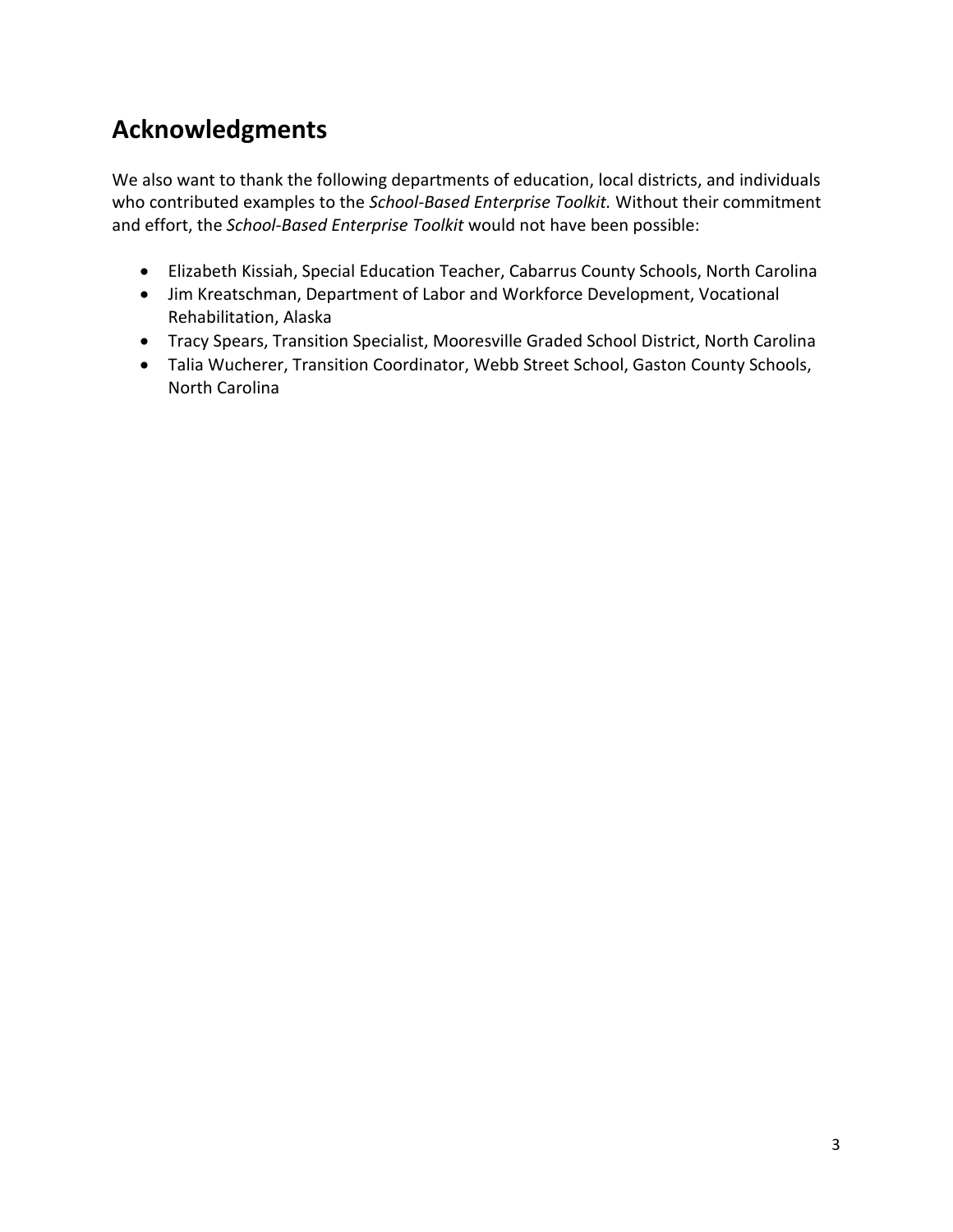## Acknowledgments

We also want to thank the following departments of education, local districts, and individuals who contributed examples to the *School-Based Enterprise Toolkit.* Without their commitment and effort, the *School-Based Enterprise Toolkit* would not have been possible:

- Elizabeth Kissiah, Special Education Teacher, Cabarrus County Schools, North Carolina
- Jim Kreatschman, Department of Labor and Workforce Development, Vocational Rehabilitation, Alaska
- Tracy Spears, Transition Specialist, Mooresville Graded School District, North Carolina
- Talia Wucherer, Transition Coordinator, Webb Street School, Gaston County Schools, North Carolina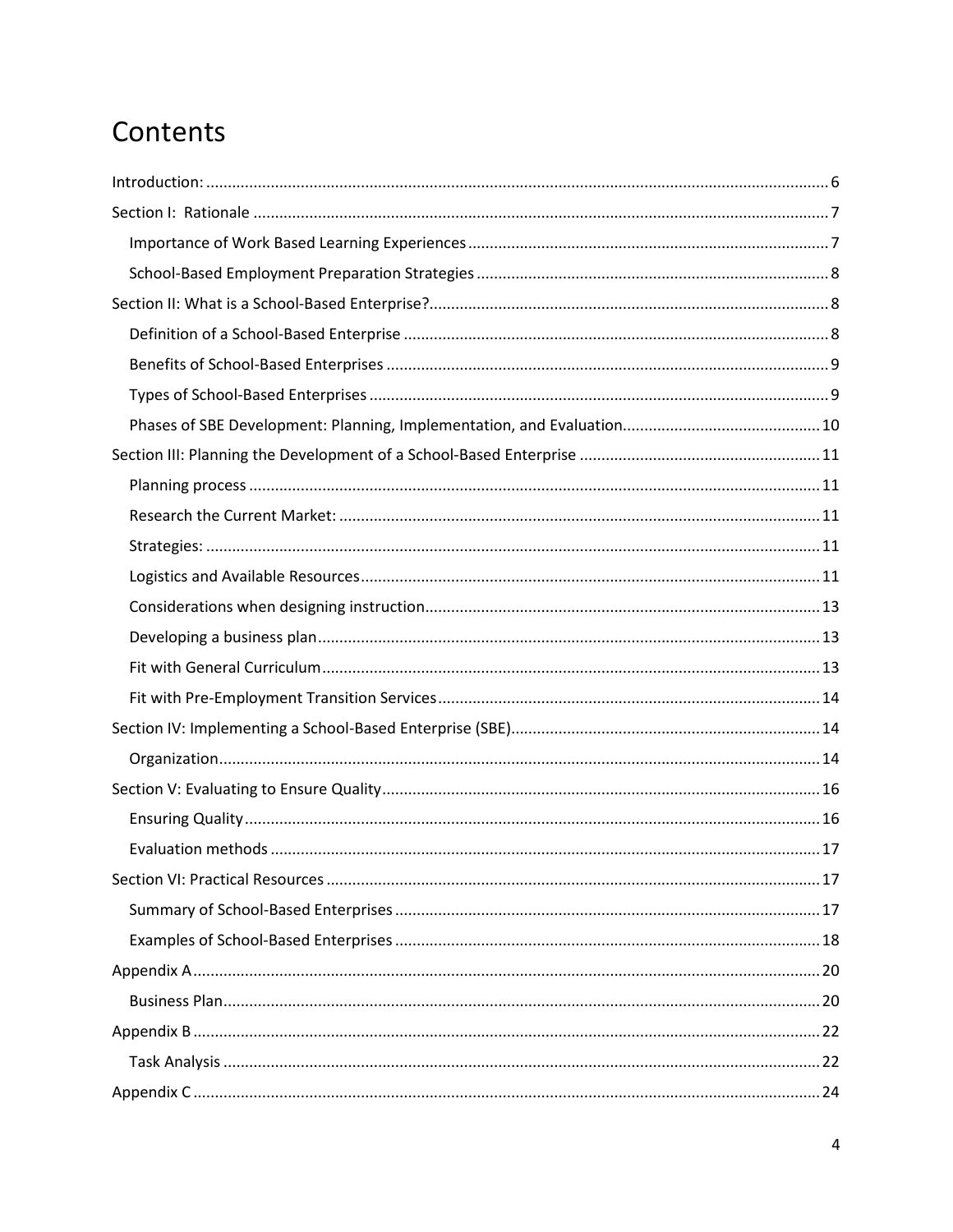# Contents

- Introduction: 6
- Section I: Rationale 7
  - Importance of Work Based Learning Experiences 7
  - School-Based Employment Preparation Strategies 8
- Section II: What is a School-Based Enterprise? 8
  - Definition of a School-Based Enterprise 8
  - Benefits of School-Based Enterprises 9
  - Types of School-Based Enterprises 9
  - Phases of SBE Development: Planning, Implementation, and Evaluation 10
- Section III: Planning the Development of a School-Based Enterprise 11
  - Planning process 11
  - Research the Current Market: 11
  - Strategies: 11
  - Logistics and Available Resources 11
  - Considerations when designing instruction 13
  - Developing a business plan 13
  - Fit with General Curriculum 13
  - Fit with Pre-Employment Transition Services 14
- Section IV: Implementing a School-Based Enterprise (SBE) 14
  - Organization 14
- Section V: Evaluating to Ensure Quality 16
  - Ensuring Quality 16
  - Evaluation methods 17
- Section VI: Practical Resources 17
  - Summary of School-Based Enterprises 17
  - Examples of School-Based Enterprises 18
- Appendix A 20
  - Business Plan 20
- Appendix B 22
  - Task Analysis 22
- Appendix C 24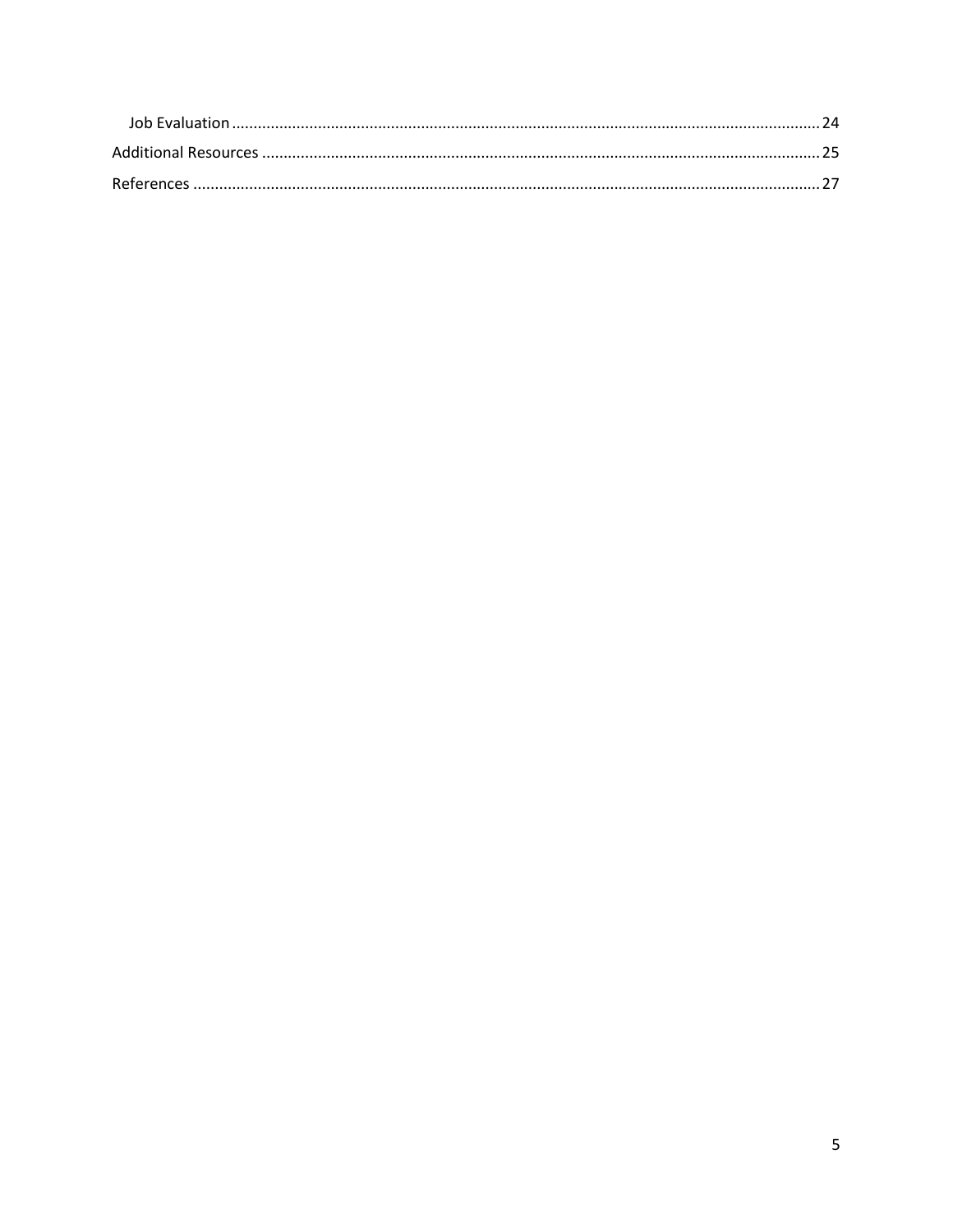Job Evaluation ........................................................................................................................................ 24

Additional Resources ................................................................................................................................ 25

References ................................................................................................................................................. 27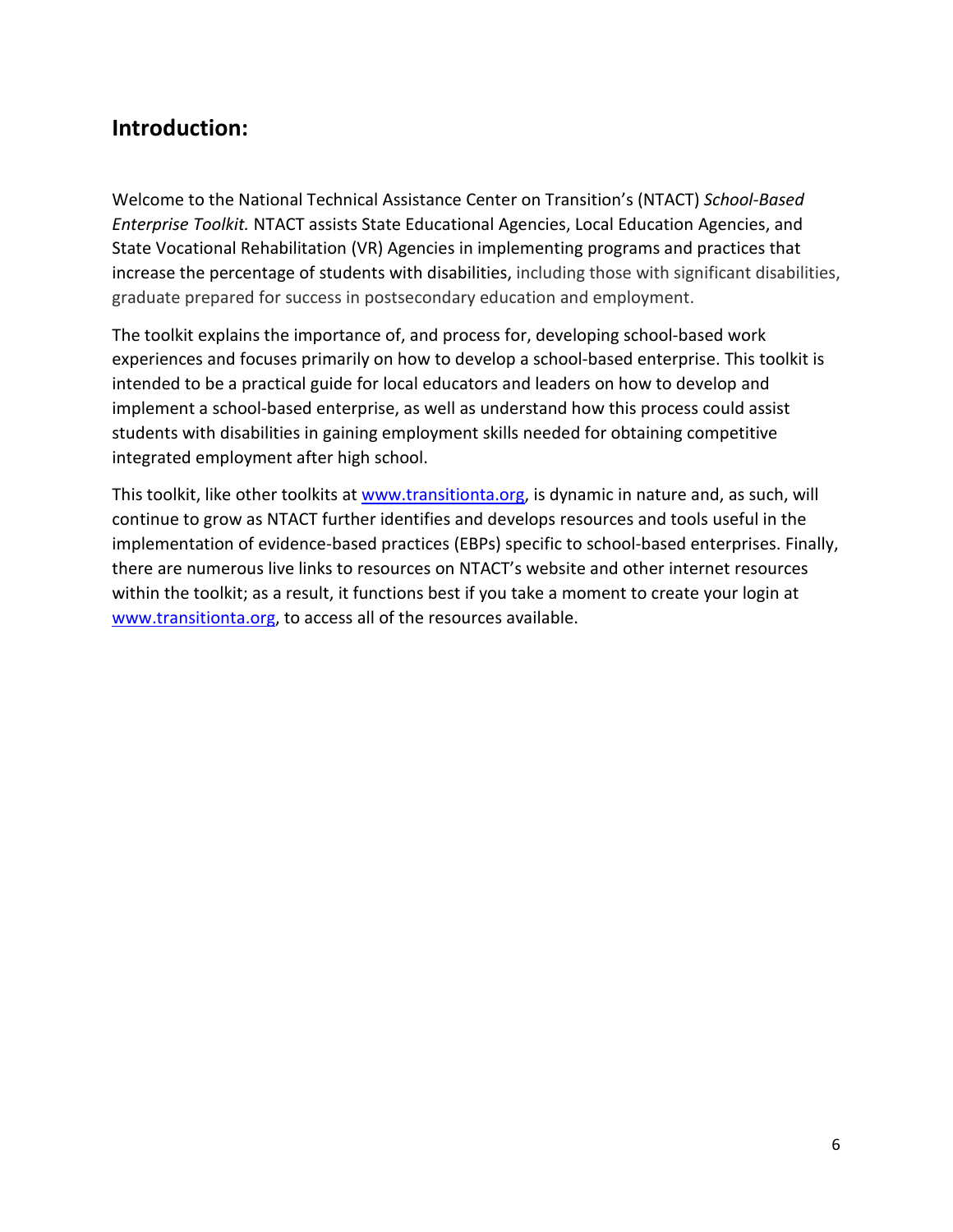## Introduction:

Welcome to the National Technical Assistance Center on Transition's (NTACT) *School-Based Enterprise Toolkit.* NTACT assists State Educational Agencies, Local Education Agencies, and State Vocational Rehabilitation (VR) Agencies in implementing programs and practices that increase the percentage of students with disabilities, including those with significant disabilities, graduate prepared for success in postsecondary education and employment.

The toolkit explains the importance of, and process for, developing school-based work experiences and focuses primarily on how to develop a school-based enterprise. This toolkit is intended to be a practical guide for local educators and leaders on how to develop and implement a school-based enterprise, as well as understand how this process could assist students with disabilities in gaining employment skills needed for obtaining competitive integrated employment after high school.

This toolkit, like other toolkits at [www.transitionta.org](http://www.transitionta.org), is dynamic in nature and, as such, will continue to grow as NTACT further identifies and develops resources and tools useful in the implementation of evidence-based practices (EBPs) specific to school-based enterprises. Finally, there are numerous live links to resources on NTACT's website and other internet resources within the toolkit; as a result, it functions best if you take a moment to create your login at [www.transitionta.org](http://www.transitionta.org), to access all of the resources available.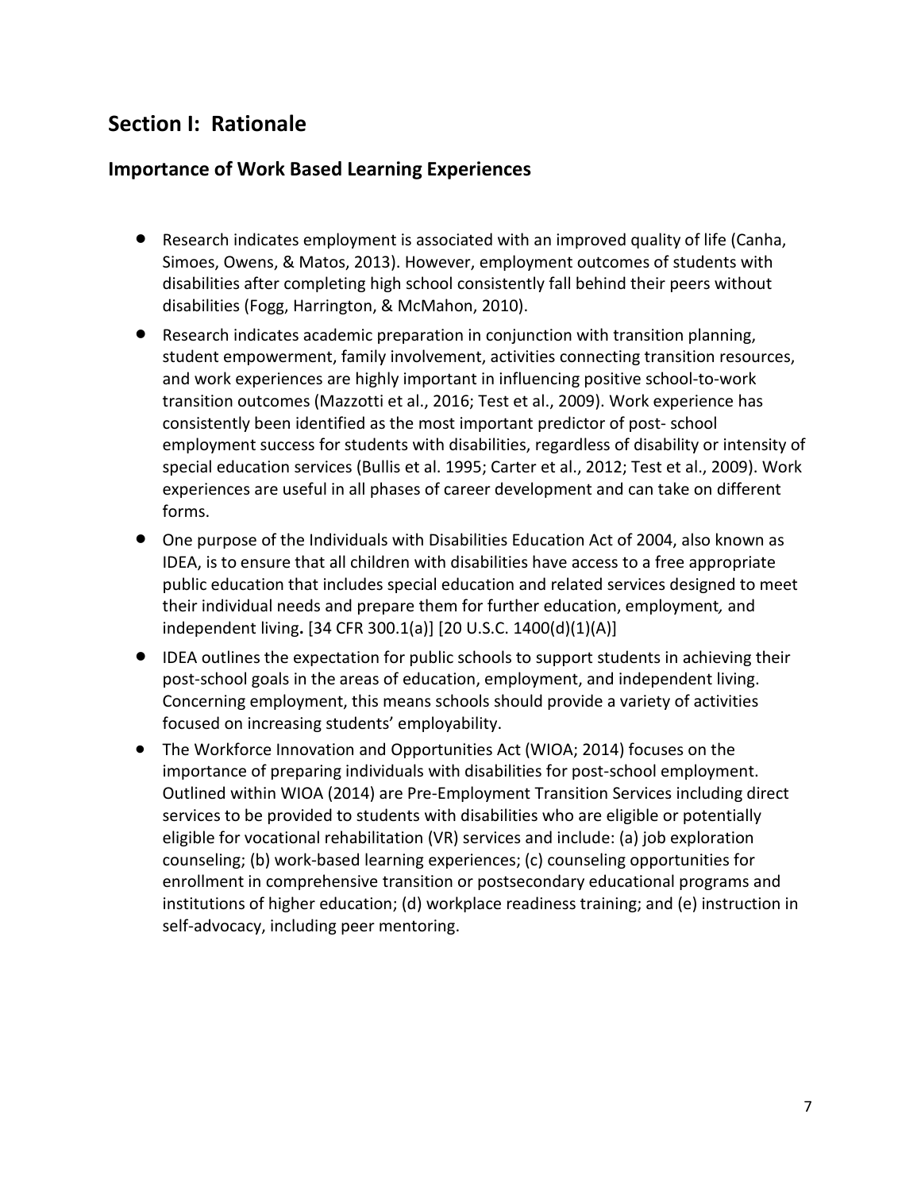## Section I: Rationale

### Importance of Work Based Learning Experiences

- Research indicates employment is associated with an improved quality of life (Canha, Simoes, Owens, & Matos, 2013). However, employment outcomes of students with disabilities after completing high school consistently fall behind their peers without disabilities (Fogg, Harrington, & McMahon, 2010).
- Research indicates academic preparation in conjunction with transition planning, student empowerment, family involvement, activities connecting transition resources, and work experiences are highly important in influencing positive school-to-work transition outcomes (Mazzotti et al., 2016; Test et al., 2009). Work experience has consistently been identified as the most important predictor of post- school employment success for students with disabilities, regardless of disability or intensity of special education services (Bullis et al. 1995; Carter et al., 2012; Test et al., 2009). Work experiences are useful in all phases of career development and can take on different forms.
- One purpose of the Individuals with Disabilities Education Act of 2004, also known as IDEA, is to ensure that all children with disabilities have access to a free appropriate public education that includes special education and related services designed to meet their individual needs and prepare them for further education, employment*,* and independent living**.** [34 CFR 300.1(a)] [20 U.S.C. 1400(d)(1)(A)]
- IDEA outlines the expectation for public schools to support students in achieving their post-school goals in the areas of education, employment, and independent living. Concerning employment, this means schools should provide a variety of activities focused on increasing students' employability.
- The Workforce Innovation and Opportunities Act (WIOA; 2014) focuses on the importance of preparing individuals with disabilities for post-school employment. Outlined within WIOA (2014) are Pre-Employment Transition Services including direct services to be provided to students with disabilities who are eligible or potentially eligible for vocational rehabilitation (VR) services and include: (a) job exploration counseling; (b) work-based learning experiences; (c) counseling opportunities for enrollment in comprehensive transition or postsecondary educational programs and institutions of higher education; (d) workplace readiness training; and (e) instruction in self-advocacy, including peer mentoring.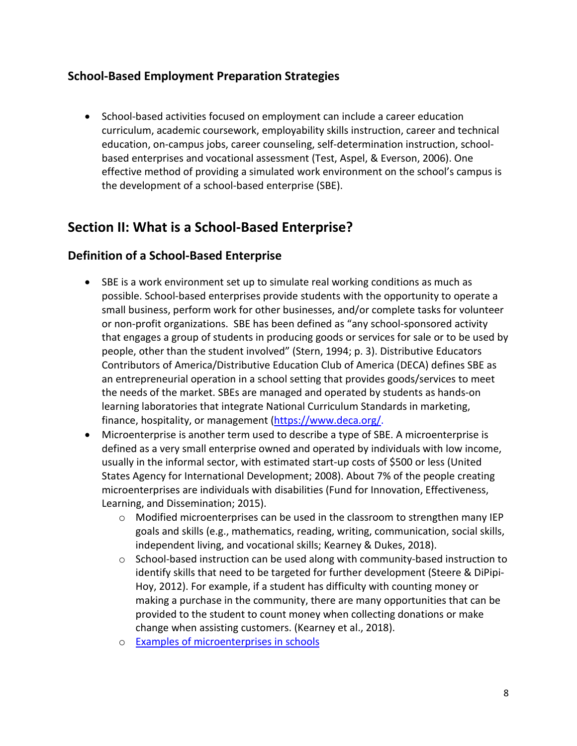### School-Based Employment Preparation Strategies

- School-based activities focused on employment can include a career education curriculum, academic coursework, employability skills instruction, career and technical education, on-campus jobs, career counseling, self-determination instruction, school-based enterprises and vocational assessment (Test, Aspel, & Everson, 2006). One effective method of providing a simulated work environment on the school's campus is the development of a school-based enterprise (SBE).

## Section II: What is a School-Based Enterprise?

### Definition of a School-Based Enterprise

- SBE is a work environment set up to simulate real working conditions as much as possible. School-based enterprises provide students with the opportunity to operate a small business, perform work for other businesses, and/or complete tasks for volunteer or non-profit organizations. SBE has been defined as "any school-sponsored activity that engages a group of students in producing goods or services for sale or to be used by people, other than the student involved" (Stern, 1994; p. 3). Distributive Educators Contributors of America/Distributive Education Club of America (DECA) defines SBE as an entrepreneurial operation in a school setting that provides goods/services to meet the needs of the market. SBEs are managed and operated by students as hands-on learning laboratories that integrate National Curriculum Standards in marketing, finance, hospitality, or management ([https://www.deca.org/](https://www.deca.org/).
- Microenterprise is another term used to describe a type of SBE. A microenterprise is defined as a very small enterprise owned and operated by individuals with low income, usually in the informal sector, with estimated start-up costs of $500 or less (United States Agency for International Development; 2008). About 7% of the people creating microenterprises are individuals with disabilities (Fund for Innovation, Effectiveness, Learning, and Dissemination; 2015).
  - Modified microenterprises can be used in the classroom to strengthen many IEP goals and skills (e.g., mathematics, reading, writing, communication, social skills, independent living, and vocational skills; Kearney & Dukes, 2018).
  - School-based instruction can be used along with community-based instruction to identify skills that need to be targeted for further development (Steere & DiPipi-Hoy, 2012). For example, if a student has difficulty with counting money or making a purchase in the community, there are many opportunities that can be provided to the student to count money when collecting donations or make change when assisting customers. (Kearney et al., 2018).
  - Examples of microenterprises in schools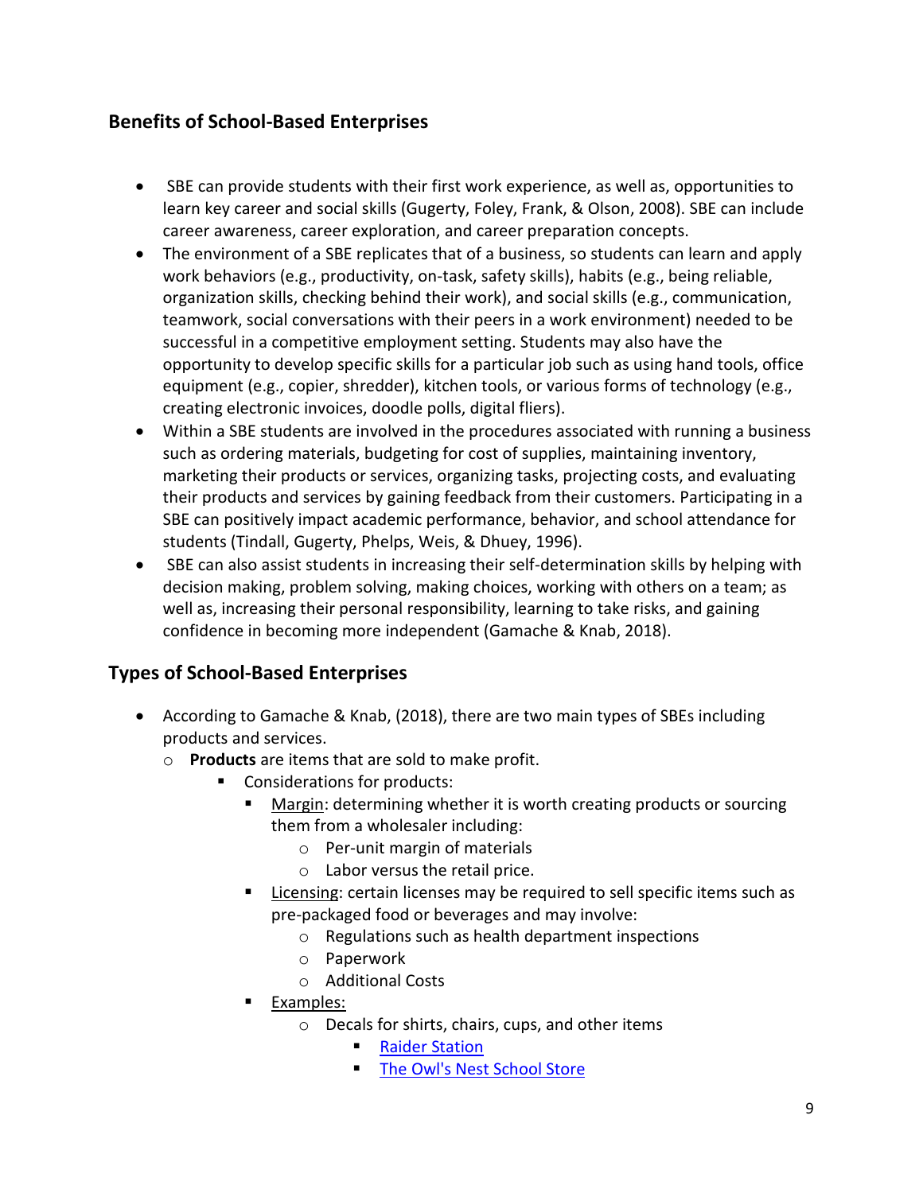## Benefits of School-Based Enterprises

- SBE can provide students with their first work experience, as well as, opportunities to learn key career and social skills (Gugerty, Foley, Frank, & Olson, 2008). SBE can include career awareness, career exploration, and career preparation concepts.
- The environment of a SBE replicates that of a business, so students can learn and apply work behaviors (e.g., productivity, on-task, safety skills), habits (e.g., being reliable, organization skills, checking behind their work), and social skills (e.g., communication, teamwork, social conversations with their peers in a work environment) needed to be successful in a competitive employment setting. Students may also have the opportunity to develop specific skills for a particular job such as using hand tools, office equipment (e.g., copier, shredder), kitchen tools, or various forms of technology (e.g., creating electronic invoices, doodle polls, digital fliers).
- Within a SBE students are involved in the procedures associated with running a business such as ordering materials, budgeting for cost of supplies, maintaining inventory, marketing their products or services, organizing tasks, projecting costs, and evaluating their products and services by gaining feedback from their customers. Participating in a SBE can positively impact academic performance, behavior, and school attendance for students (Tindall, Gugerty, Phelps, Weis, & Dhuey, 1996).
- SBE can also assist students in increasing their self-determination skills by helping with decision making, problem solving, making choices, working with others on a team; as well as, increasing their personal responsibility, learning to take risks, and gaining confidence in becoming more independent (Gamache & Knab, 2018).

## Types of School-Based Enterprises

- According to Gamache & Knab, (2018), there are two main types of SBEs including products and services.
  - **Products** are items that are sold to make profit.
    - Considerations for products:
      - Margin: determining whether it is worth creating products or sourcing them from a wholesaler including:
        - Per-unit margin of materials
        - Labor versus the retail price.
      - Licensing: certain licenses may be required to sell specific items such as pre-packaged food or beverages and may involve:
        - Regulations such as health department inspections
        - Paperwork
        - Additional Costs
      - Examples:
        - Decals for shirts, chairs, cups, and other items
          - Raider Station
          - The Owl's Nest School Store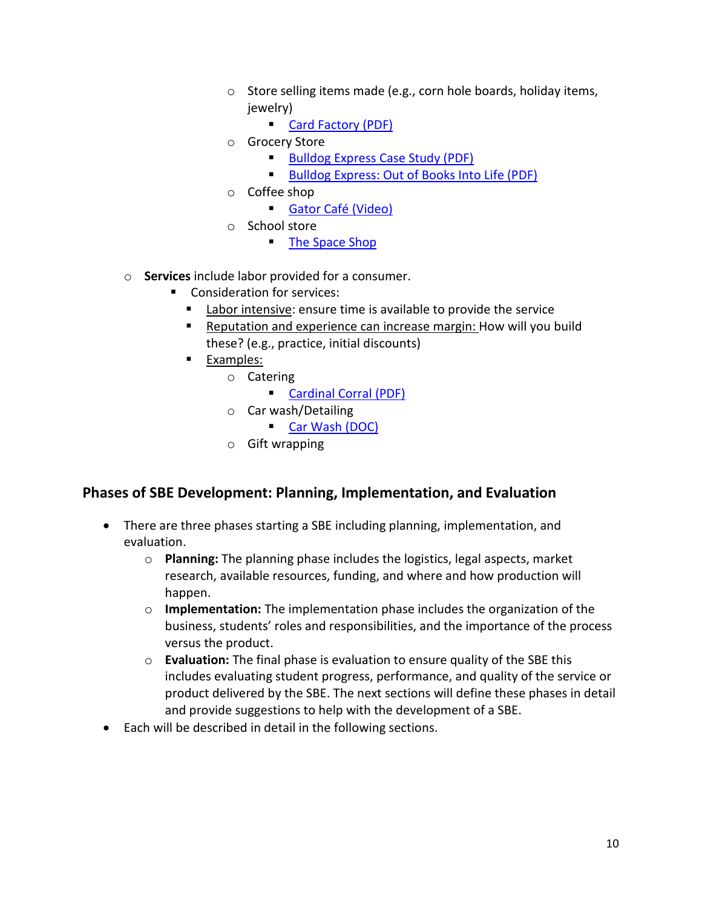- Store selling items made (e.g., corn hole boards, holiday items, jewelry)
        - Card Factory (PDF)
      - Grocery Store
        - Bulldog Express Case Study (PDF)
        - Bulldog Express: Out of Books Into Life (PDF)
      - Coffee shop
        - Gator Café (Video)
      - School store
        - The Space Shop

  - **Services** include labor provided for a consumer.
    - Consideration for services:
      - Labor intensive: ensure time is available to provide the service
      - Reputation and experience can increase margin: How will you build these? (e.g., practice, initial discounts)
      - Examples:
        - Catering
          - Cardinal Corral (PDF)
        - Car wash/Detailing
          - Car Wash (DOC)
        - Gift wrapping

## Phases of SBE Development: Planning, Implementation, and Evaluation

- There are three phases starting a SBE including planning, implementation, and evaluation.
  - **Planning:** The planning phase includes the logistics, legal aspects, market research, available resources, funding, and where and how production will happen.
  - **Implementation:** The implementation phase includes the organization of the business, students' roles and responsibilities, and the importance of the process versus the product.
  - **Evaluation:** The final phase is evaluation to ensure quality of the SBE this includes evaluating student progress, performance, and quality of the service or product delivered by the SBE. The next sections will define these phases in detail and provide suggestions to help with the development of a SBE.
- Each will be described in detail in the following sections.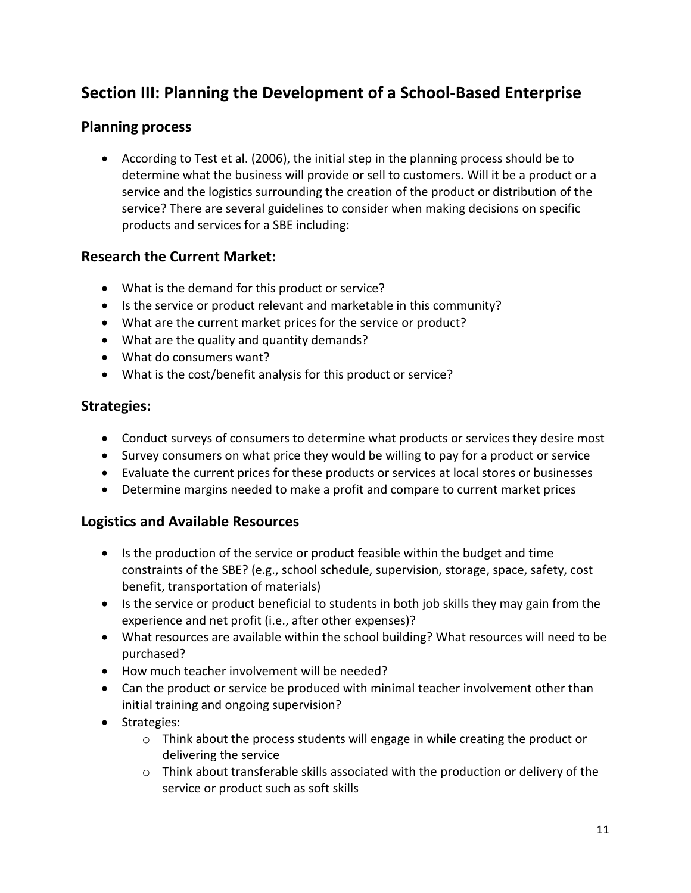## Section III: Planning the Development of a School-Based Enterprise

### Planning process

- According to Test et al. (2006), the initial step in the planning process should be to determine what the business will provide or sell to customers. Will it be a product or a service and the logistics surrounding the creation of the product or distribution of the service? There are several guidelines to consider when making decisions on specific products and services for a SBE including:

### Research the Current Market:

- What is the demand for this product or service?
- Is the service or product relevant and marketable in this community?
- What are the current market prices for the service or product?
- What are the quality and quantity demands?
- What do consumers want?
- What is the cost/benefit analysis for this product or service?

### Strategies:

- Conduct surveys of consumers to determine what products or services they desire most
- Survey consumers on what price they would be willing to pay for a product or service
- Evaluate the current prices for these products or services at local stores or businesses
- Determine margins needed to make a profit and compare to current market prices

### Logistics and Available Resources

- Is the production of the service or product feasible within the budget and time constraints of the SBE? (e.g., school schedule, supervision, storage, space, safety, cost benefit, transportation of materials)
- Is the service or product beneficial to students in both job skills they may gain from the experience and net profit (i.e., after other expenses)?
- What resources are available within the school building? What resources will need to be purchased?
- How much teacher involvement will be needed?
- Can the product or service be produced with minimal teacher involvement other than initial training and ongoing supervision?
- Strategies:
  - Think about the process students will engage in while creating the product or delivering the service
  - Think about transferable skills associated with the production or delivery of the service or product such as soft skills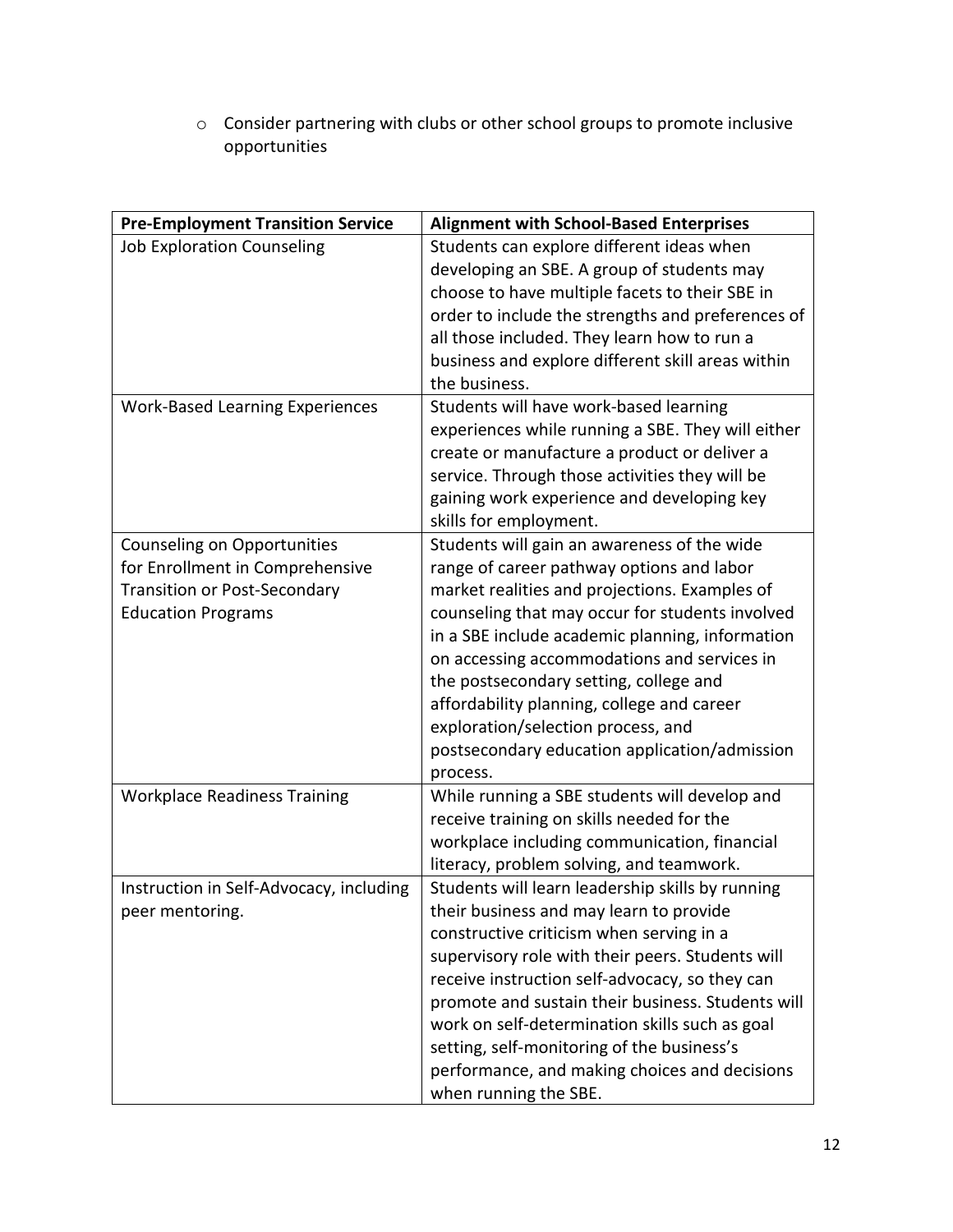- Consider partnering with clubs or other school groups to promote inclusive opportunities

| Pre-Employment Transition Service | Alignment with School-Based Enterprises |
|---|---|
| Job Exploration Counseling | Students can explore different ideas when developing an SBE. A group of students may choose to have multiple facets to their SBE in order to include the strengths and preferences of all those included. They learn how to run a business and explore different skill areas within the business. |
| Work-Based Learning Experiences | Students will have work-based learning experiences while running a SBE. They will either create or manufacture a product or deliver a service. Through those activities they will be gaining work experience and developing key skills for employment. |
| Counseling on Opportunities for Enrollment in Comprehensive Transition or Post-Secondary Education Programs | Students will gain an awareness of the wide range of career pathway options and labor market realities and projections. Examples of counseling that may occur for students involved in a SBE include academic planning, information on accessing accommodations and services in the postsecondary setting, college and affordability planning, college and career exploration/selection process, and postsecondary education application/admission process. |
| Workplace Readiness Training | While running a SBE students will develop and receive training on skills needed for the workplace including communication, financial literacy, problem solving, and teamwork. |
| Instruction in Self-Advocacy, including peer mentoring. | Students will learn leadership skills by running their business and may learn to provide constructive criticism when serving in a supervisory role with their peers. Students will receive instruction self-advocacy, so they can promote and sustain their business. Students will work on self-determination skills such as goal setting, self-monitoring of the business's performance, and making choices and decisions when running the SBE. |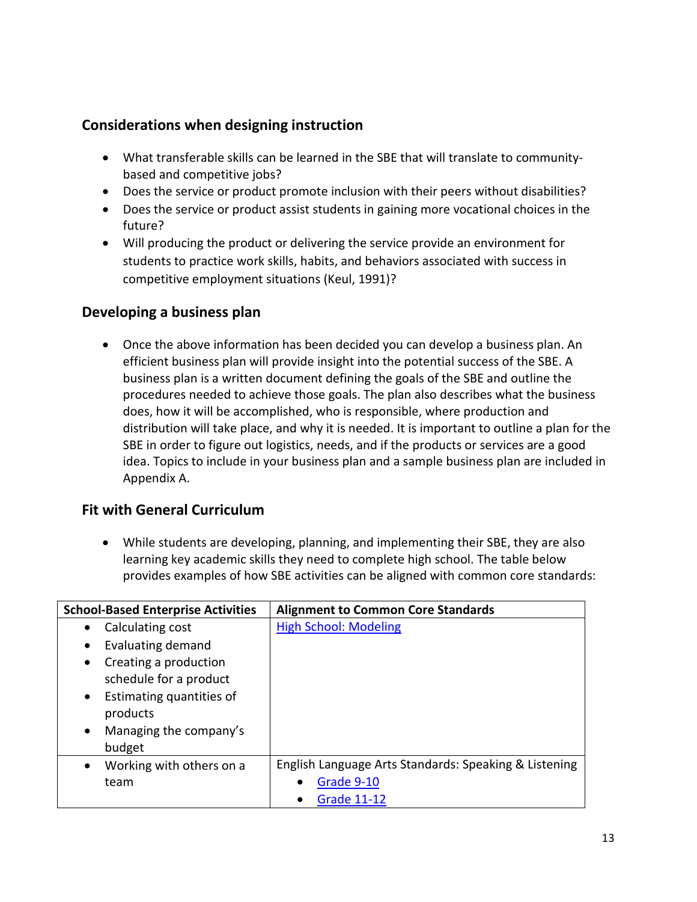## Considerations when designing instruction

- What transferable skills can be learned in the SBE that will translate to community-based and competitive jobs?
- Does the service or product promote inclusion with their peers without disabilities?
- Does the service or product assist students in gaining more vocational choices in the future?
- Will producing the product or delivering the service provide an environment for students to practice work skills, habits, and behaviors associated with success in competitive employment situations (Keul, 1991)?

## Developing a business plan

- Once the above information has been decided you can develop a business plan. An efficient business plan will provide insight into the potential success of the SBE. A business plan is a written document defining the goals of the SBE and outline the procedures needed to achieve those goals. The plan also describes what the business does, how it will be accomplished, who is responsible, where production and distribution will take place, and why it is needed. It is important to outline a plan for the SBE in order to figure out logistics, needs, and if the products or services are a good idea. Topics to include in your business plan and a sample business plan are included in Appendix A.

## Fit with General Curriculum

- While students are developing, planning, and implementing their SBE, they are also learning key academic skills they need to complete high school. The table below provides examples of how SBE activities can be aligned with common core standards:

| School-Based Enterprise Activities | Alignment to Common Core Standards |
|---|---|
| • Calculating cost<br>• Evaluating demand<br>• Creating a production schedule for a product<br>• Estimating quantities of products<br>• Managing the company's budget | High School: Modeling |
| • Working with others on a team | English Language Arts Standards: Speaking & Listening<br>• Grade 9-10<br>• Grade 11-12 |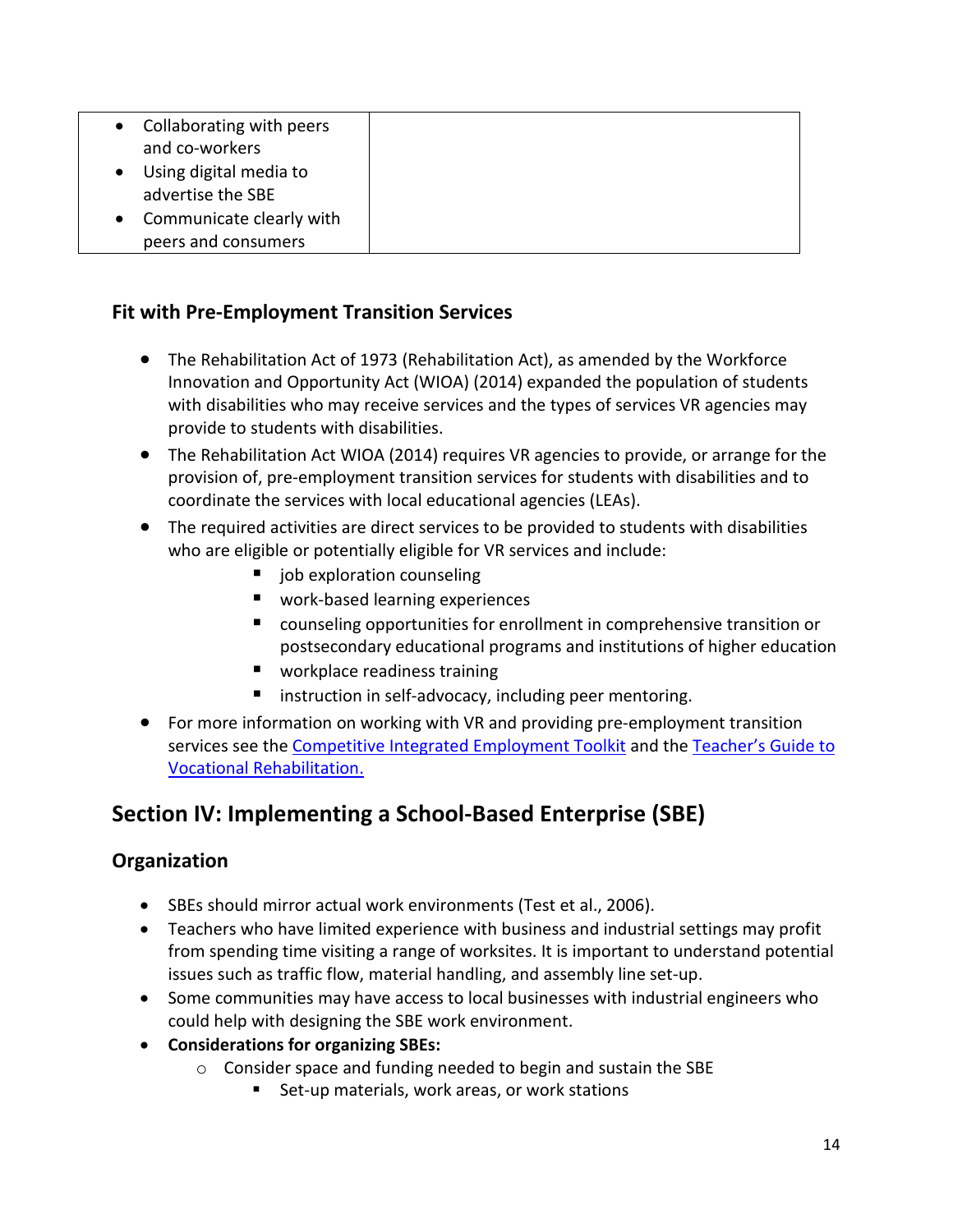| | |
|---|---|
| • Collaborating with peers and co-workers<br>• Using digital media to advertise the SBE<br>• Communicate clearly with peers and consumers | |

### Fit with Pre-Employment Transition Services

- The Rehabilitation Act of 1973 (Rehabilitation Act), as amended by the Workforce Innovation and Opportunity Act (WIOA) (2014) expanded the population of students with disabilities who may receive services and the types of services VR agencies may provide to students with disabilities.
- The Rehabilitation Act WIOA (2014) requires VR agencies to provide, or arrange for the provision of, pre-employment transition services for students with disabilities and to coordinate the services with local educational agencies (LEAs).
- The required activities are direct services to be provided to students with disabilities who are eligible or potentially eligible for VR services and include:
    - job exploration counseling
    - work-based learning experiences
    - counseling opportunities for enrollment in comprehensive transition or postsecondary educational programs and institutions of higher education
    - workplace readiness training
    - instruction in self-advocacy, including peer mentoring.
- For more information on working with VR and providing pre-employment transition services see the Competitive Integrated Employment Toolkit and the Teacher's Guide to Vocational Rehabilitation.

## Section IV: Implementing a School-Based Enterprise (SBE)

### Organization

- SBEs should mirror actual work environments (Test et al., 2006).
- Teachers who have limited experience with business and industrial settings may profit from spending time visiting a range of worksites. It is important to understand potential issues such as traffic flow, material handling, and assembly line set-up.
- Some communities may have access to local businesses with industrial engineers who could help with designing the SBE work environment.
- **Considerations for organizing SBEs:**
    - Consider space and funding needed to begin and sustain the SBE
        - Set-up materials, work areas, or work stations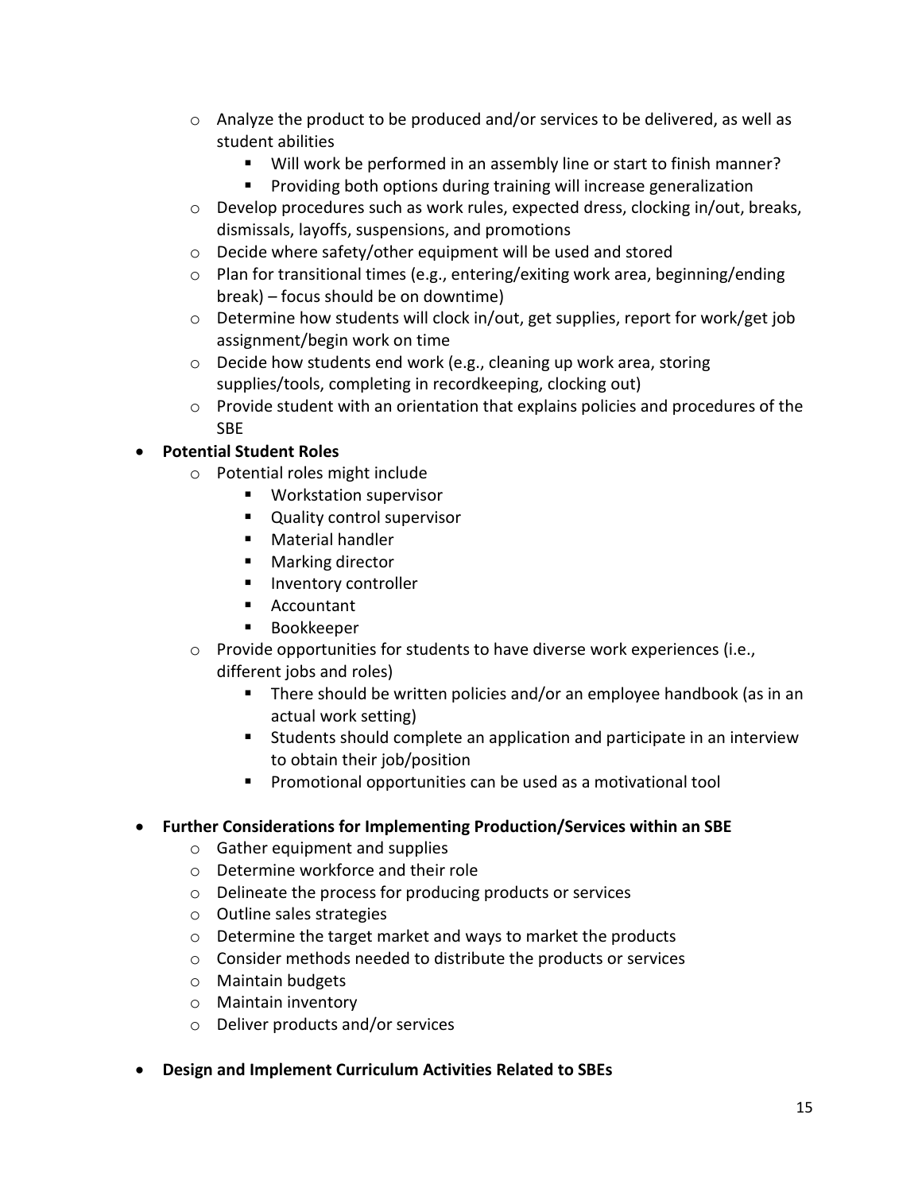- Analyze the product to be produced and/or services to be delivered, as well as student abilities
  - Will work be performed in an assembly line or start to finish manner?
  - Providing both options during training will increase generalization
- Develop procedures such as work rules, expected dress, clocking in/out, breaks, dismissals, layoffs, suspensions, and promotions
- Decide where safety/other equipment will be used and stored
- Plan for transitional times (e.g., entering/exiting work area, beginning/ending break) – focus should be on downtime)
- Determine how students will clock in/out, get supplies, report for work/get job assignment/begin work on time
- Decide how students end work (e.g., cleaning up work area, storing supplies/tools, completing in recordkeeping, clocking out)
- Provide student with an orientation that explains policies and procedures of the SBE

- **Potential Student Roles**
  - Potential roles might include
    - Workstation supervisor
    - Quality control supervisor
    - Material handler
    - Marking director
    - Inventory controller
    - Accountant
    - Bookkeeper
  - Provide opportunities for students to have diverse work experiences (i.e., different jobs and roles)
    - There should be written policies and/or an employee handbook (as in an actual work setting)
    - Students should complete an application and participate in an interview to obtain their job/position
    - Promotional opportunities can be used as a motivational tool

- **Further Considerations for Implementing Production/Services within an SBE**
  - Gather equipment and supplies
  - Determine workforce and their role
  - Delineate the process for producing products or services
  - Outline sales strategies
  - Determine the target market and ways to market the products
  - Consider methods needed to distribute the products or services
  - Maintain budgets
  - Maintain inventory
  - Deliver products and/or services

- **Design and Implement Curriculum Activities Related to SBEs**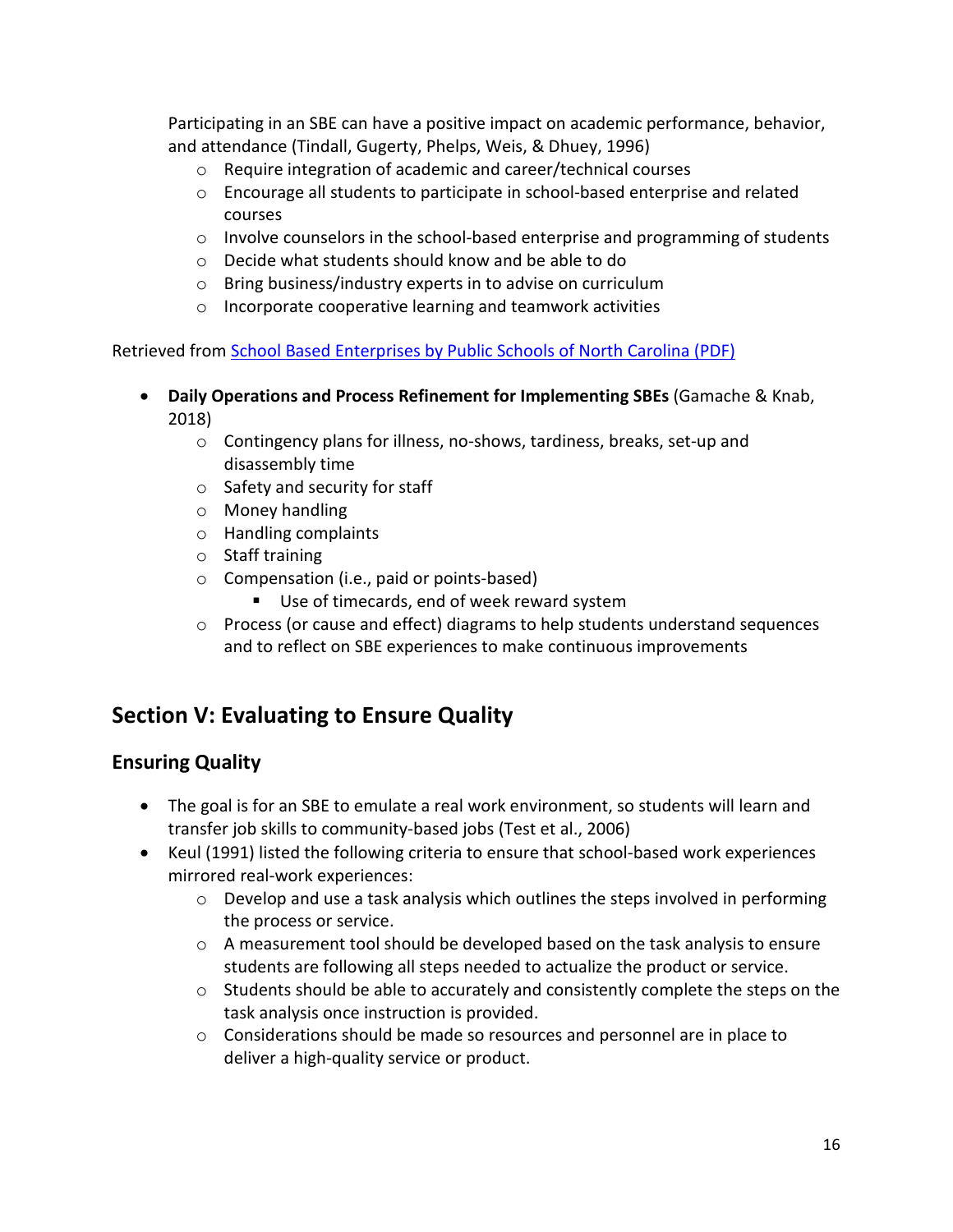Participating in an SBE can have a positive impact on academic performance, behavior, and attendance (Tindall, Gugerty, Phelps, Weis, & Dhuey, 1996)

- Require integration of academic and career/technical courses
- Encourage all students to participate in school-based enterprise and related courses
- Involve counselors in the school-based enterprise and programming of students
- Decide what students should know and be able to do
- Bring business/industry experts in to advise on curriculum
- Incorporate cooperative learning and teamwork activities

Retrieved from [School Based Enterprises by Public Schools of North Carolina (PDF)]()

- **Daily Operations and Process Refinement for Implementing SBEs** (Gamache & Knab, 2018)
  - Contingency plans for illness, no-shows, tardiness, breaks, set-up and disassembly time
  - Safety and security for staff
  - Money handling
  - Handling complaints
  - Staff training
  - Compensation (i.e., paid or points-based)
    - Use of timecards, end of week reward system
  - Process (or cause and effect) diagrams to help students understand sequences and to reflect on SBE experiences to make continuous improvements

## Section V: Evaluating to Ensure Quality

### Ensuring Quality

- The goal is for an SBE to emulate a real work environment, so students will learn and transfer job skills to community-based jobs (Test et al., 2006)
- Keul (1991) listed the following criteria to ensure that school-based work experiences mirrored real-work experiences:
  - Develop and use a task analysis which outlines the steps involved in performing the process or service.
  - A measurement tool should be developed based on the task analysis to ensure students are following all steps needed to actualize the product or service.
  - Students should be able to accurately and consistently complete the steps on the task analysis once instruction is provided.
  - Considerations should be made so resources and personnel are in place to deliver a high-quality service or product.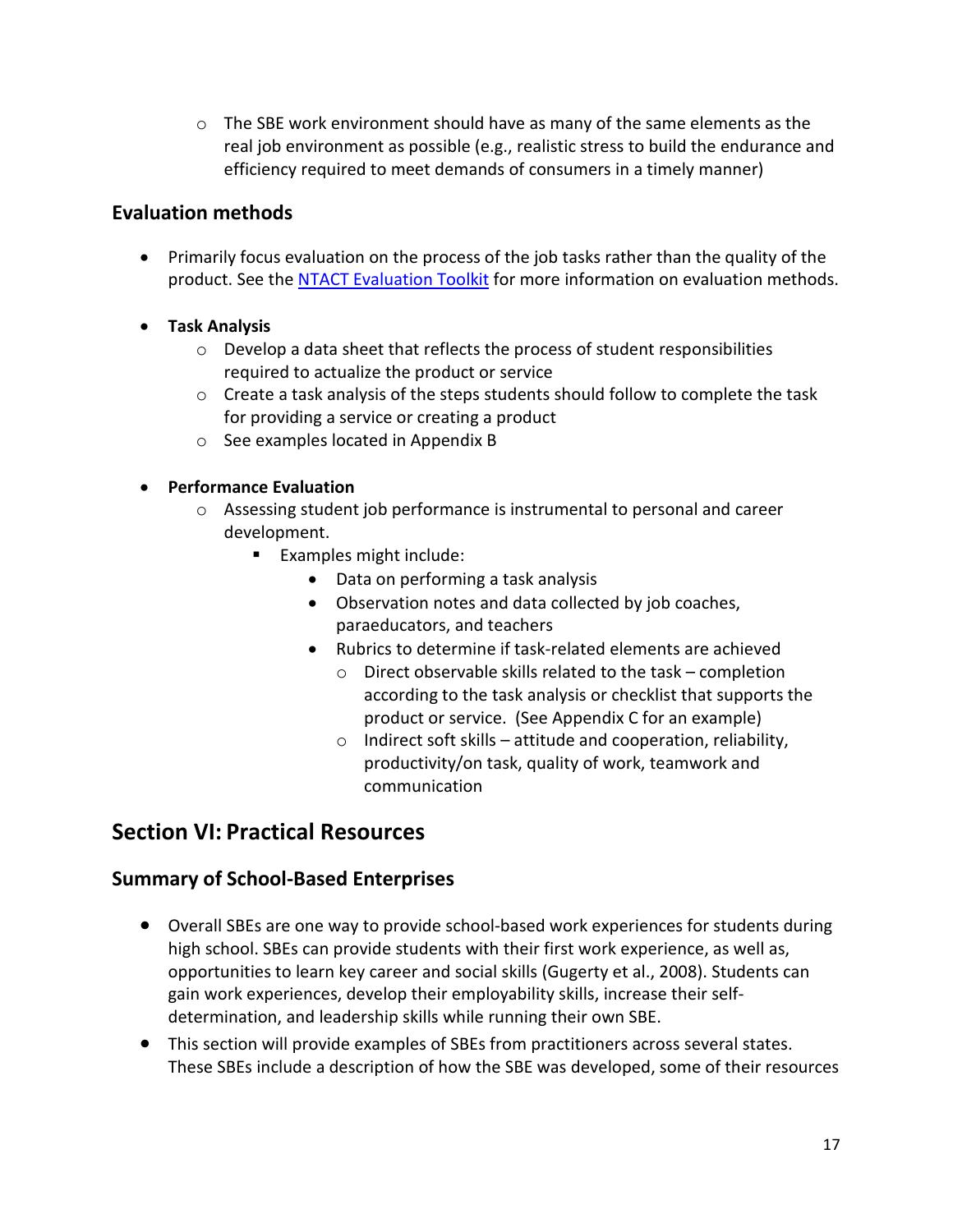- The SBE work environment should have as many of the same elements as the real job environment as possible (e.g., realistic stress to build the endurance and efficiency required to meet demands of consumers in a timely manner)

### Evaluation methods

- Primarily focus evaluation on the process of the job tasks rather than the quality of the product. See the [NTACT Evaluation Toolkit](#) for more information on evaluation methods.

- **Task Analysis**
  - Develop a data sheet that reflects the process of student responsibilities required to actualize the product or service
  - Create a task analysis of the steps students should follow to complete the task for providing a service or creating a product
  - See examples located in Appendix B

- **Performance Evaluation**
  - Assessing student job performance is instrumental to personal and career development.
    - Examples might include:
      - Data on performing a task analysis
      - Observation notes and data collected by job coaches, paraeducators, and teachers
      - Rubrics to determine if task-related elements are achieved
        - Direct observable skills related to the task – completion according to the task analysis or checklist that supports the product or service. (See Appendix C for an example)
        - Indirect soft skills – attitude and cooperation, reliability, productivity/on task, quality of work, teamwork and communication

## Section VI: Practical Resources

### Summary of School-Based Enterprises

- Overall SBEs are one way to provide school-based work experiences for students during high school. SBEs can provide students with their first work experience, as well as, opportunities to learn key career and social skills (Gugerty et al., 2008). Students can gain work experiences, develop their employability skills, increase their self-determination, and leadership skills while running their own SBE.
- This section will provide examples of SBEs from practitioners across several states. These SBEs include a description of how the SBE was developed, some of their resources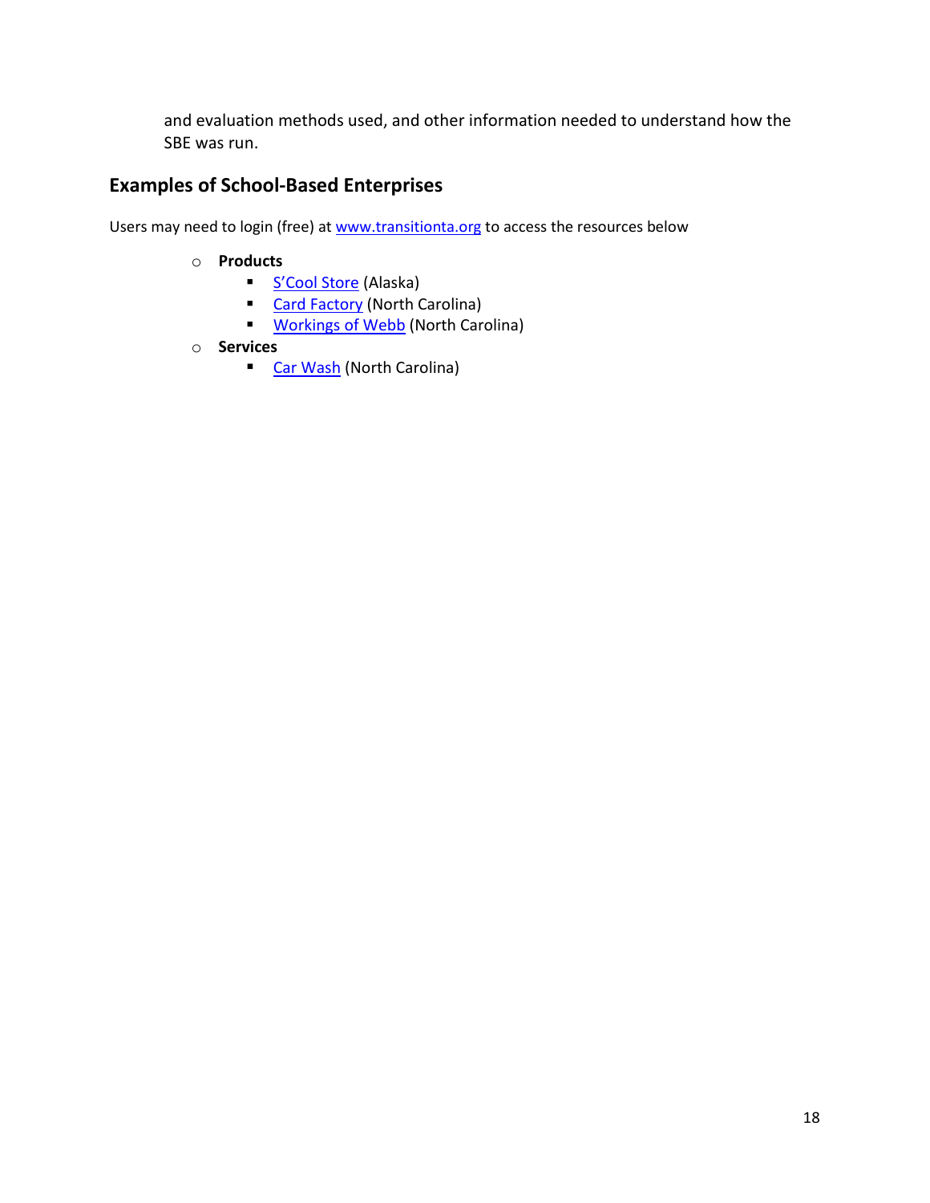and evaluation methods used, and other information needed to understand how the SBE was run.

## Examples of School-Based Enterprises

Users may need to login (free) at www.transitionta.org to access the resources below

- **Products**
  - S'Cool Store (Alaska)
  - Card Factory (North Carolina)
  - Workings of Webb (North Carolina)
- **Services**
  - Car Wash (North Carolina)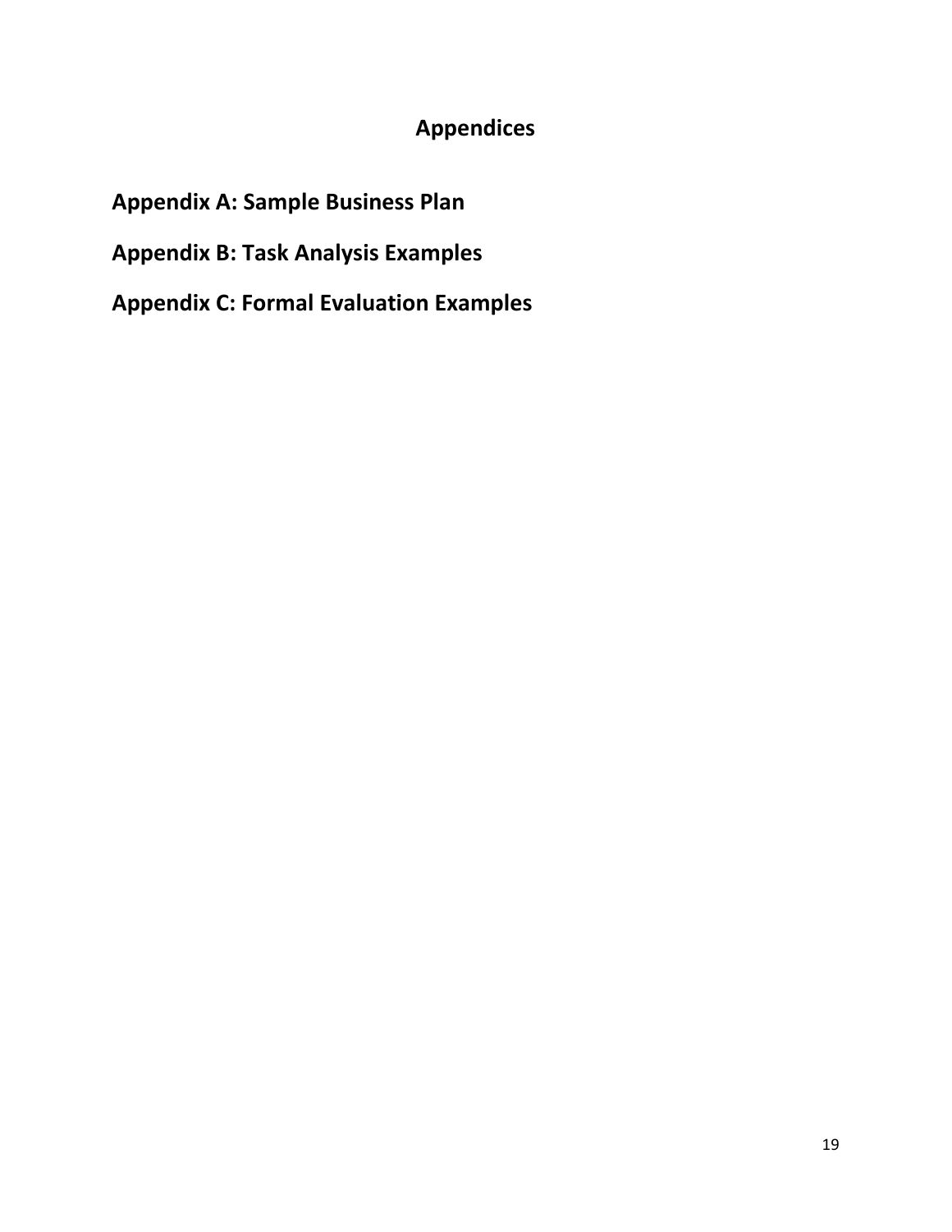# Appendices

## Appendix A: Sample Business Plan

## Appendix B: Task Analysis Examples

## Appendix C: Formal Evaluation Examples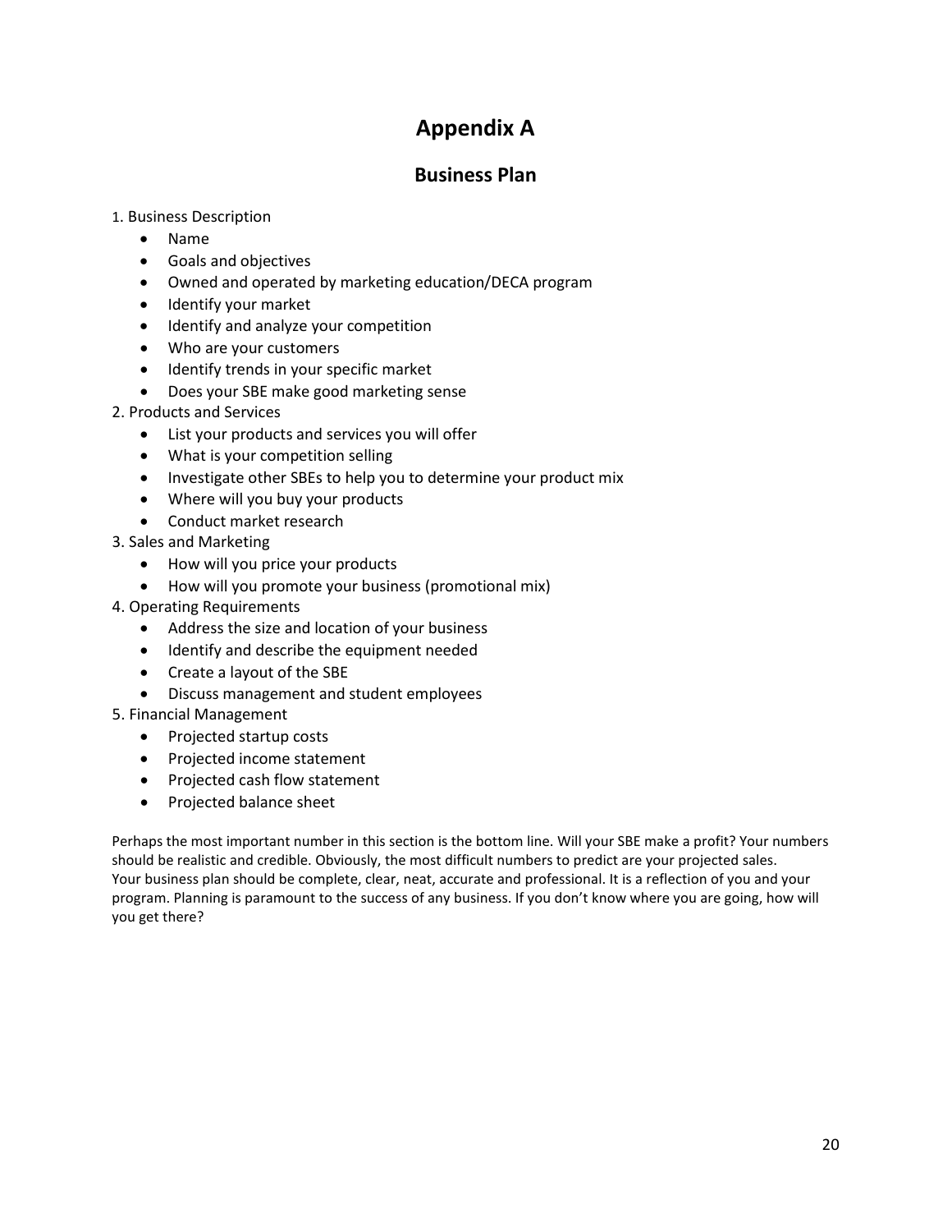# Appendix A

## Business Plan

1. Business Description
    - Name
    - Goals and objectives
    - Owned and operated by marketing education/DECA program
    - Identify your market
    - Identify and analyze your competition
    - Who are your customers
    - Identify trends in your specific market
    - Does your SBE make good marketing sense
2. Products and Services
    - List your products and services you will offer
    - What is your competition selling
    - Investigate other SBEs to help you to determine your product mix
    - Where will you buy your products
    - Conduct market research
3. Sales and Marketing
    - How will you price your products
    - How will you promote your business (promotional mix)
4. Operating Requirements
    - Address the size and location of your business
    - Identify and describe the equipment needed
    - Create a layout of the SBE
    - Discuss management and student employees
5. Financial Management
    - Projected startup costs
    - Projected income statement
    - Projected cash flow statement
    - Projected balance sheet

Perhaps the most important number in this section is the bottom line. Will your SBE make a profit? Your numbers should be realistic and credible. Obviously, the most difficult numbers to predict are your projected sales. Your business plan should be complete, clear, neat, accurate and professional. It is a reflection of you and your program. Planning is paramount to the success of any business. If you don't know where you are going, how will you get there?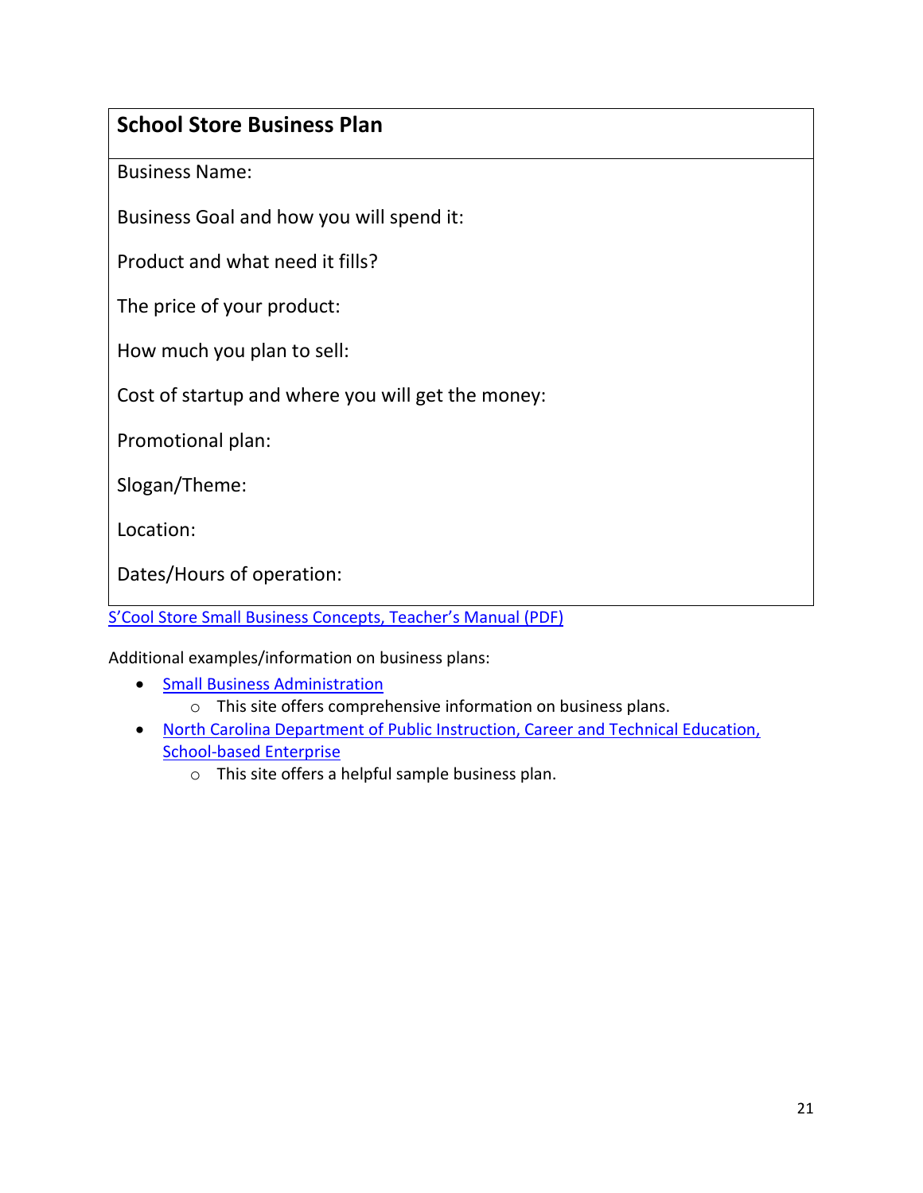## School Store Business Plan

Business Name:

Business Goal and how you will spend it:

Product and what need it fills?

The price of your product:

How much you plan to sell:

Cost of startup and where you will get the money:

Promotional plan:

Slogan/Theme:

Location:

Dates/Hours of operation:

S'Cool Store Small Business Concepts, Teacher's Manual (PDF)

Additional examples/information on business plans:

- Small Business Administration
  - This site offers comprehensive information on business plans.
- North Carolina Department of Public Instruction, Career and Technical Education, School-based Enterprise
  - This site offers a helpful sample business plan.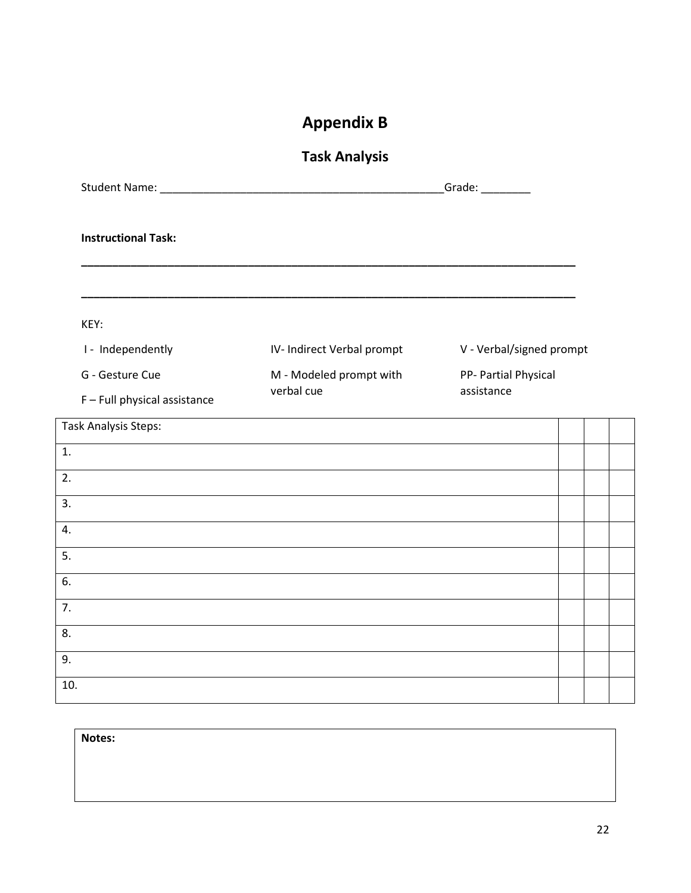# Appendix B

## Task Analysis

Student Name: _______________________________________________Grade: ________

**Instructional Task:**

_______________________________________________________________________________

_______________________________________________________________________________

KEY:

| | | |
|---|---|---|
| I - Independently | IV- Indirect Verbal prompt | V - Verbal/signed prompt |
| G - Gesture Cue | M - Modeled prompt with verbal cue | PP- Partial Physical assistance |
| F – Full physical assistance | | |

| Task Analysis Steps: | | | |
|---|---|---|---|
| 1. | | | |
| 2. | | | |
| 3. | | | |
| 4. | | | |
| 5. | | | |
| 6. | | | |
| 7. | | | |
| 8. | | | |
| 9. | | | |
| 10. | | | |

| **Notes:** |
|---|
| |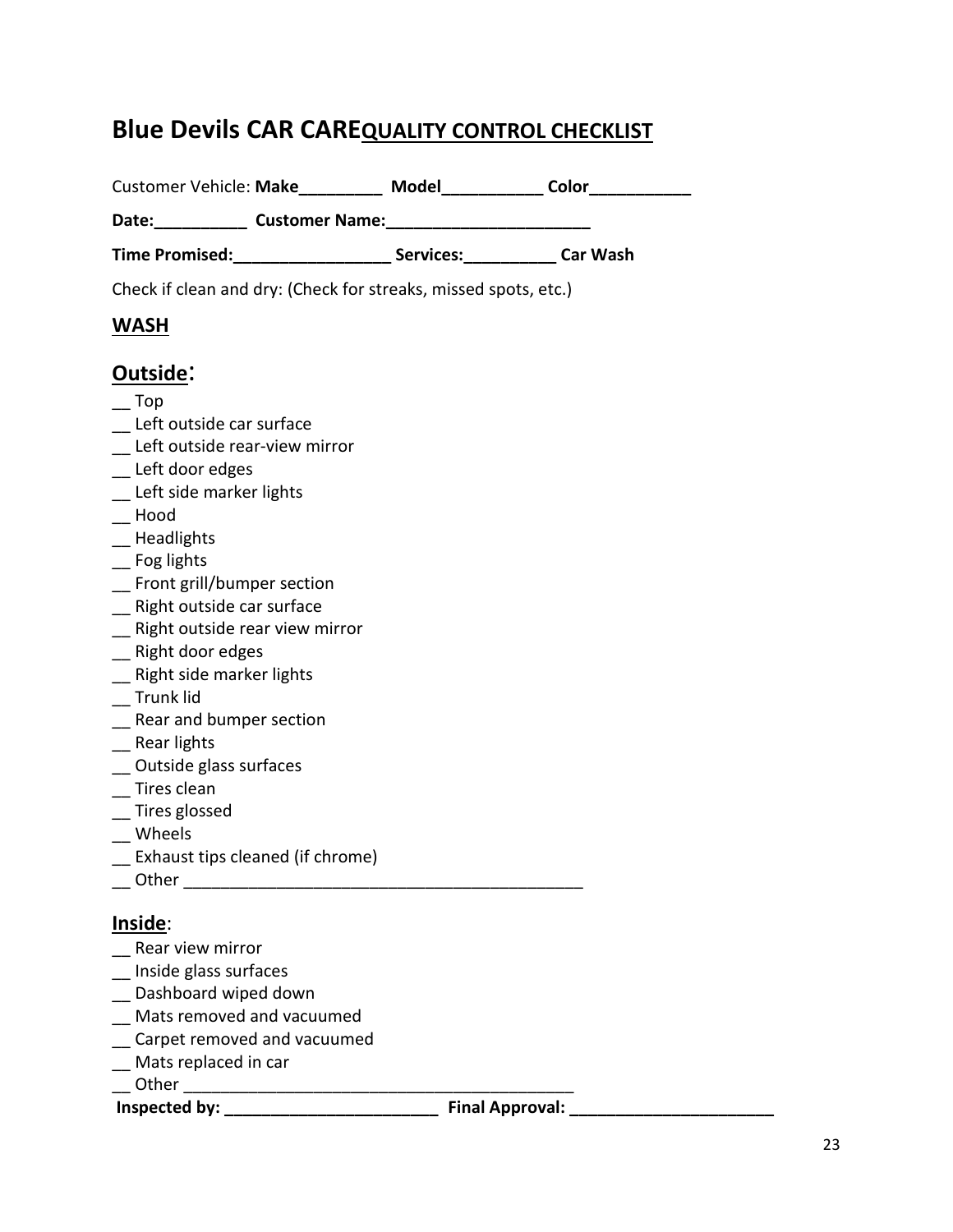# Blue Devils CAR CARE<u>**QUALITY CONTROL CHECKLIST**</u>

Customer Vehicle: **Make\_\_\_\_\_\_\_\_\_ Model\_\_\_\_\_\_\_\_\_\_\_ Color\_\_\_\_\_\_\_\_\_\_\_**

**Date:\_\_\_\_\_\_\_\_\_\_ Customer Name:\_\_\_\_\_\_\_\_\_\_\_\_\_\_\_\_\_\_\_\_\_\_**

**Time Promised:\_\_\_\_\_\_\_\_\_\_\_\_\_\_\_\_\_ Services:\_\_\_\_\_\_\_\_\_\_ Car Wash**

Check if clean and dry: (Check for streaks, missed spots, etc.)

## WASH

## Outside:

\_\_ Top  
\_\_ Left outside car surface  
\_\_ Left outside rear-view mirror  
\_\_ Left door edges  
\_\_ Left side marker lights  
\_\_ Hood  
\_\_ Headlights  
\_\_ Fog lights  
\_\_ Front grill/bumper section  
\_\_ Right outside car surface  
\_\_ Right outside rear view mirror  
\_\_ Right door edges  
\_\_ Right side marker lights  
\_\_ Trunk lid  
\_\_ Rear and bumper section  
\_\_ Rear lights  
\_\_ Outside glass surfaces  
\_\_ Tires clean  
\_\_ Tires glossed  
\_\_ Wheels  
\_\_ Exhaust tips cleaned (if chrome)  
\_\_ Other \_\_\_\_\_\_\_\_\_\_\_\_\_\_\_\_\_\_\_\_\_\_\_\_\_\_\_\_\_\_\_\_\_\_\_\_\_\_\_\_\_\_\_\_

## Inside:

\_\_ Rear view mirror  
\_\_ Inside glass surfaces  
\_\_ Dashboard wiped down  
\_\_ Mats removed and vacuumed  
\_\_ Carpet removed and vacuumed  
\_\_ Mats replaced in car  
\_\_ Other \_\_\_\_\_\_\_\_\_\_\_\_\_\_\_\_\_\_\_\_\_\_\_\_\_\_\_\_\_\_\_\_\_\_\_\_\_\_\_\_\_\_\_\_

**Inspected by: \_\_\_\_\_\_\_\_\_\_\_\_\_\_\_\_\_\_\_\_\_\_\_\_ Final Approval: \_\_\_\_\_\_\_\_\_\_\_\_\_\_\_\_\_\_\_\_\_\_\_**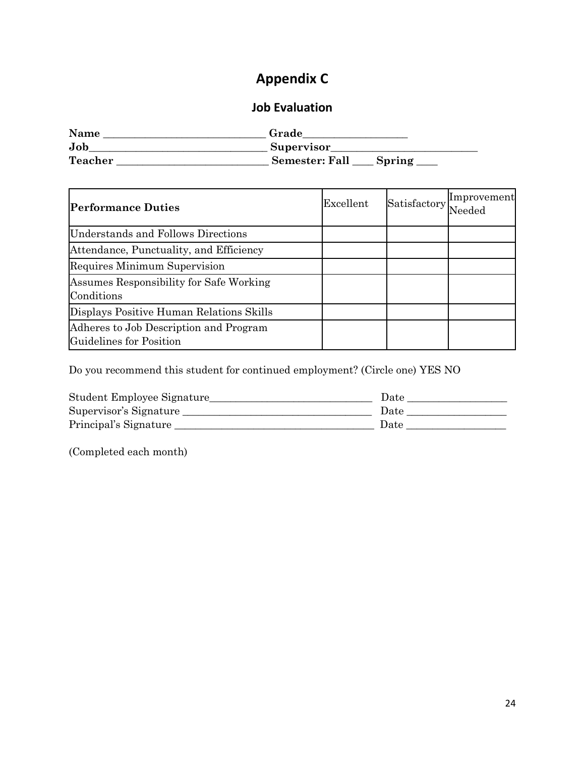# Appendix C

## Job Evaluation

**Name** ______________________________ **Grade**___________________
**Job**_________________________________ **Supervisor**___________________________
**Teacher** ____________________________ **Semester: Fall** ____ **Spring** ____

| **Performance Duties** | Excellent | Satisfactory | Improvement Needed |
|---|---|---|---|
| Understands and Follows Directions | | | |
| Attendance, Punctuality, and Efficiency | | | |
| Requires Minimum Supervision | | | |
| Assumes Responsibility for Safe Working Conditions | | | |
| Displays Positive Human Relations Skills | | | |
| Adheres to Job Description and Program Guidelines for Position | | | |

Do you recommend this student for continued employment? (Circle one) YES NO

Student Employee Signature______________________________ Date __________________
Supervisor's Signature __________________________________ Date __________________
Principal's Signature ____________________________________ Date __________________

(Completed each month)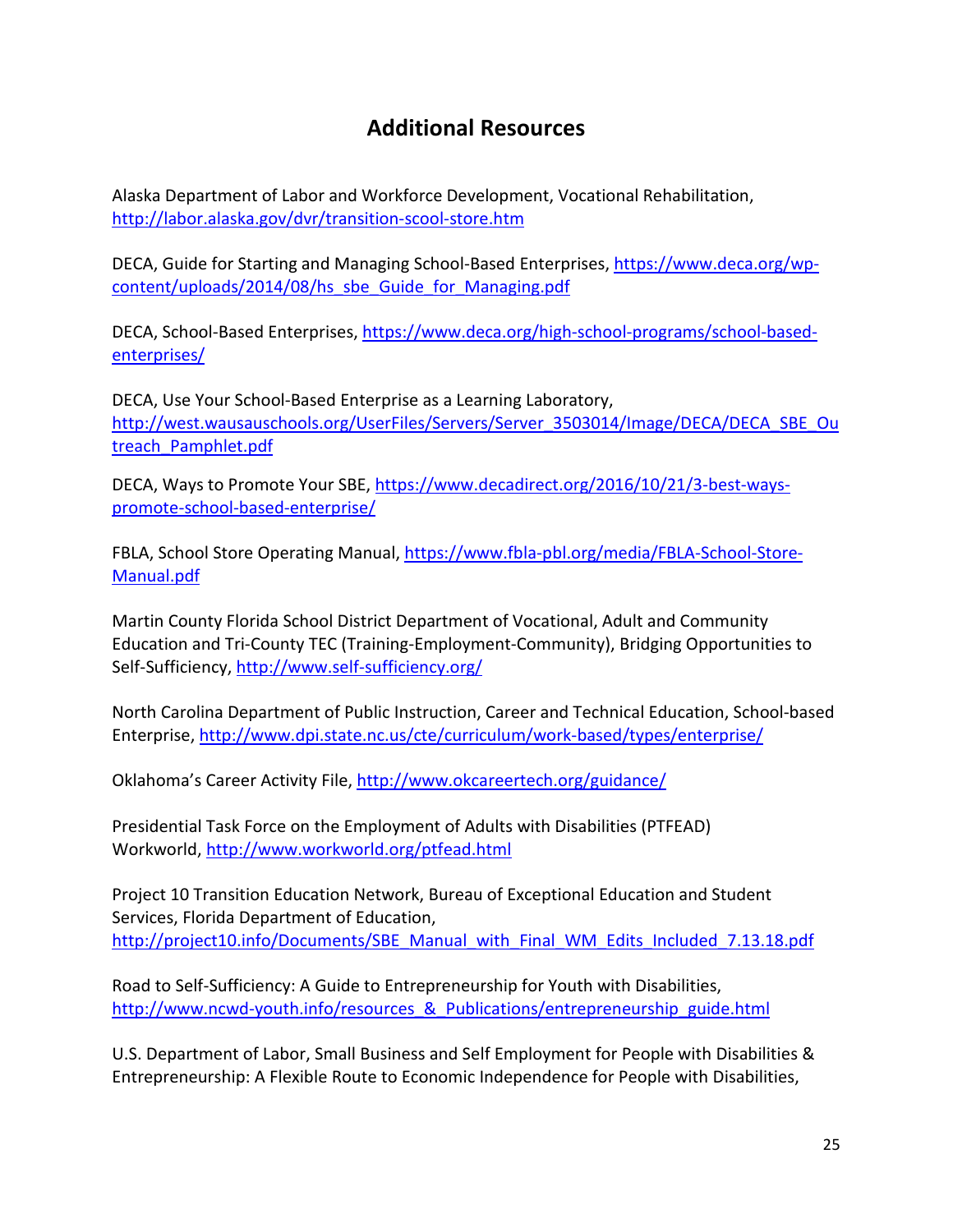## Additional Resources

Alaska Department of Labor and Workforce Development, Vocational Rehabilitation, http://labor.alaska.gov/dvr/transition-scool-store.htm

DECA, Guide for Starting and Managing School-Based Enterprises, https://www.deca.org/wp-content/uploads/2014/08/hs_sbe_Guide_for_Managing.pdf

DECA, School-Based Enterprises, https://www.deca.org/high-school-programs/school-based-enterprises/

DECA, Use Your School-Based Enterprise as a Learning Laboratory, http://west.wausauschools.org/UserFiles/Servers/Server_3503014/Image/DECA/DECA_SBE_Outreach_Pamphlet.pdf

DECA, Ways to Promote Your SBE, https://www.decadirect.org/2016/10/21/3-best-ways-promote-school-based-enterprise/

FBLA, School Store Operating Manual, https://www.fbla-pbl.org/media/FBLA-School-Store-Manual.pdf

Martin County Florida School District Department of Vocational, Adult and Community Education and Tri-County TEC (Training-Employment-Community), Bridging Opportunities to Self-Sufficiency, http://www.self-sufficiency.org/

North Carolina Department of Public Instruction, Career and Technical Education, School-based Enterprise, http://www.dpi.state.nc.us/cte/curriculum/work-based/types/enterprise/

Oklahoma's Career Activity File, http://www.okcareertech.org/guidance/

Presidential Task Force on the Employment of Adults with Disabilities (PTFEAD) Workworld, http://www.workworld.org/ptfead.html

Project 10 Transition Education Network, Bureau of Exceptional Education and Student Services, Florida Department of Education, http://project10.info/Documents/SBE_Manual_with_Final_WM_Edits_Included_7.13.18.pdf

Road to Self-Sufficiency: A Guide to Entrepreneurship for Youth with Disabilities, http://www.ncwd-youth.info/resources_&_Publications/entrepreneurship_guide.html

U.S. Department of Labor, Small Business and Self Employment for People with Disabilities & Entrepreneurship: A Flexible Route to Economic Independence for People with Disabilities,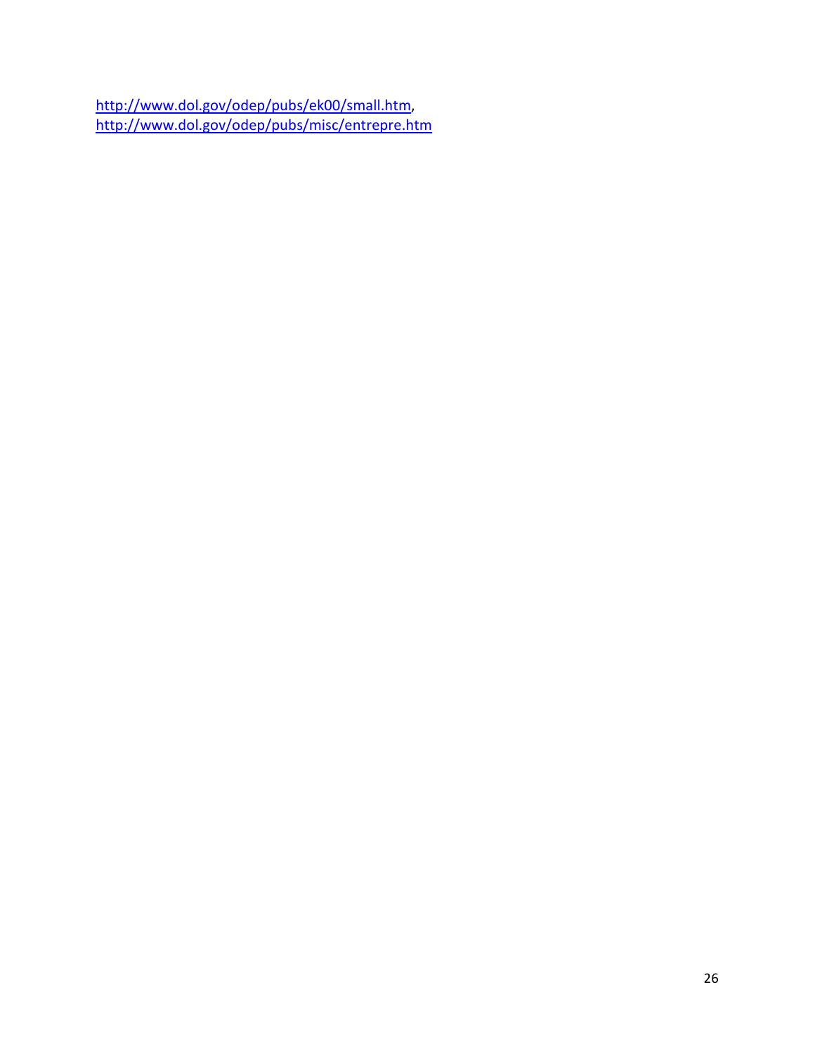http://www.dol.gov/odep/pubs/ek00/small.htm,
http://www.dol.gov/odep/pubs/misc/entrepre.htm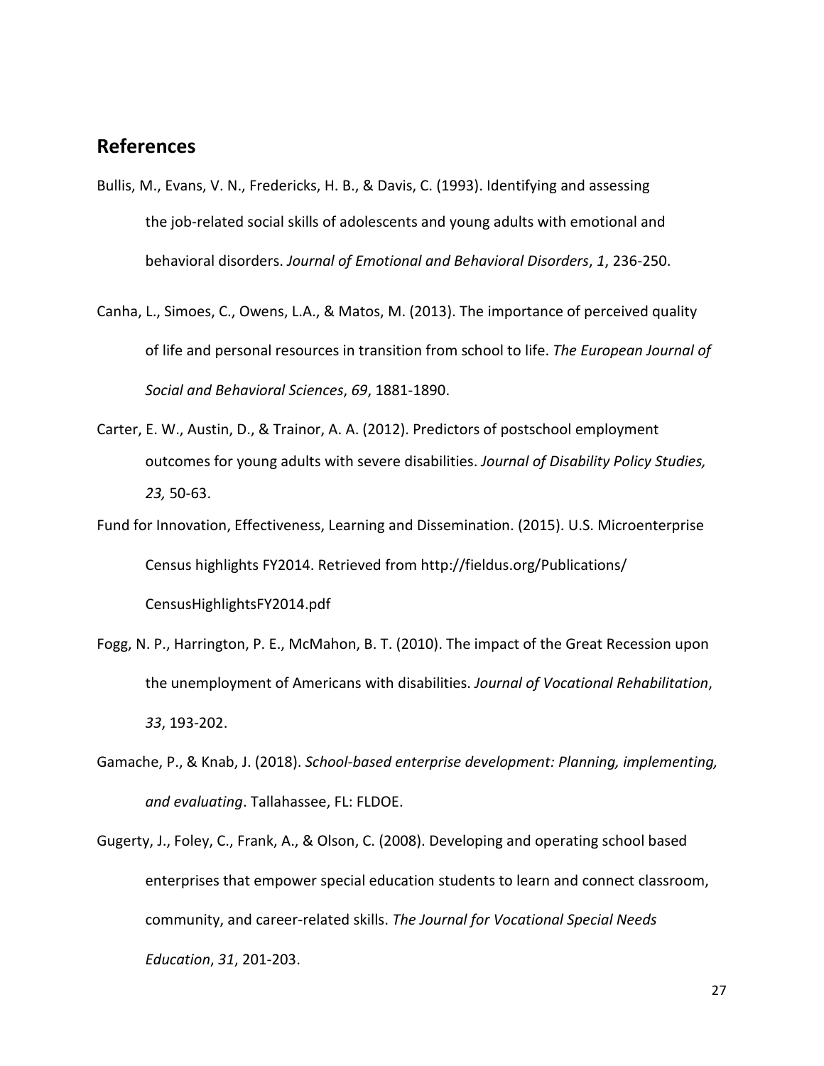## References

Bullis, M., Evans, V. N., Fredericks, H. B., & Davis, C. (1993). Identifying and assessing the job-related social skills of adolescents and young adults with emotional and behavioral disorders. *Journal of Emotional and Behavioral Disorders*, *1*, 236-250.

Canha, L., Simoes, C., Owens, L.A., & Matos, M. (2013). The importance of perceived quality of life and personal resources in transition from school to life. *The European Journal of Social and Behavioral Sciences*, *69*, 1881-1890.

Carter, E. W., Austin, D., & Trainor, A. A. (2012). Predictors of postschool employment outcomes for young adults with severe disabilities. *Journal of Disability Policy Studies, 23,* 50-63.

Fund for Innovation, Effectiveness, Learning and Dissemination. (2015). U.S. Microenterprise Census highlights FY2014. Retrieved from http://fieldus.org/Publications/CensusHighlightsFY2014.pdf

Fogg, N. P., Harrington, P. E., McMahon, B. T. (2010). The impact of the Great Recession upon the unemployment of Americans with disabilities. *Journal of Vocational Rehabilitation*, *33*, 193-202.

Gamache, P., & Knab, J. (2018). *School-based enterprise development: Planning, implementing, and evaluating*. Tallahassee, FL: FLDOE.

Gugerty, J., Foley, C., Frank, A., & Olson, C. (2008). Developing and operating school based enterprises that empower special education students to learn and connect classroom, community, and career-related skills. *The Journal for Vocational Special Needs Education*, *31*, 201-203.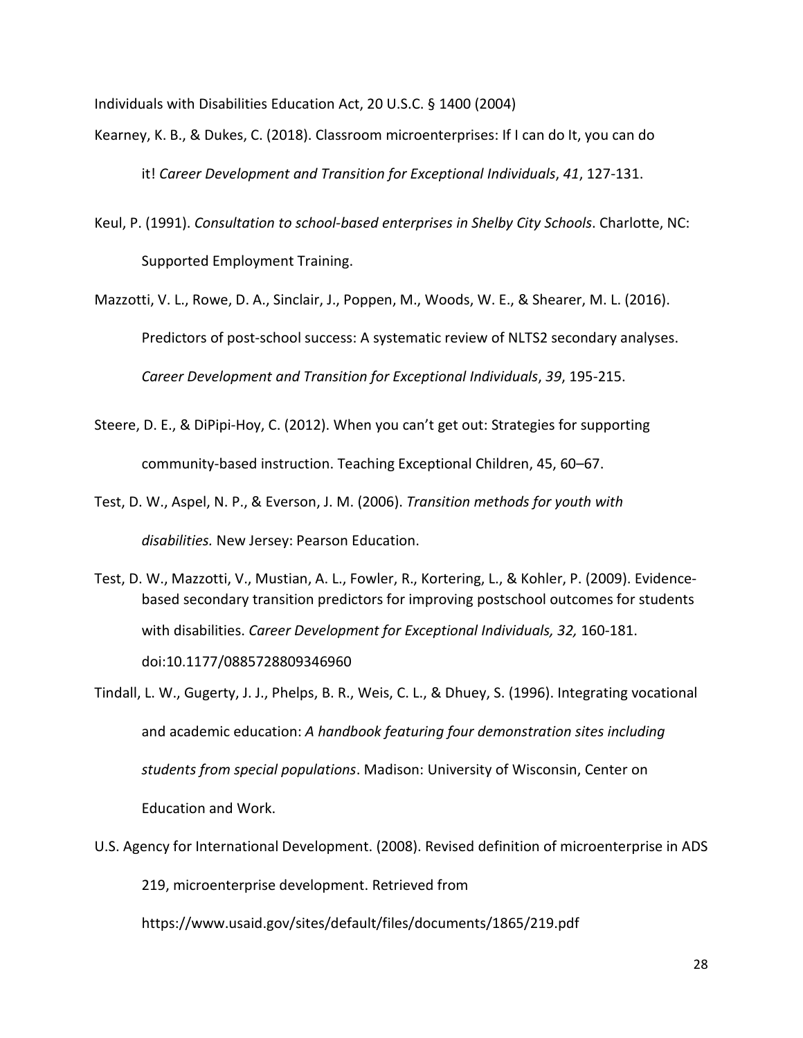Individuals with Disabilities Education Act, 20 U.S.C. § 1400 (2004)

Kearney, K. B., & Dukes, C. (2018). Classroom microenterprises: If I can do It, you can do it! *Career Development and Transition for Exceptional Individuals*, *41*, 127-131.

Keul, P. (1991). *Consultation to school-based enterprises in Shelby City Schools*. Charlotte, NC: Supported Employment Training.

Mazzotti, V. L., Rowe, D. A., Sinclair, J., Poppen, M., Woods, W. E., & Shearer, M. L. (2016). Predictors of post-school success: A systematic review of NLTS2 secondary analyses. *Career Development and Transition for Exceptional Individuals*, *39*, 195-215.

Steere, D. E., & DiPipi-Hoy, C. (2012). When you can't get out: Strategies for supporting community-based instruction. Teaching Exceptional Children, 45, 60–67.

Test, D. W., Aspel, N. P., & Everson, J. M. (2006). *Transition methods for youth with disabilities.* New Jersey: Pearson Education.

Test, D. W., Mazzotti, V., Mustian, A. L., Fowler, R., Kortering, L., & Kohler, P. (2009). Evidence-based secondary transition predictors for improving postschool outcomes for students with disabilities. *Career Development for Exceptional Individuals, 32,* 160-181. doi:10.1177/0885728809346960

Tindall, L. W., Gugerty, J. J., Phelps, B. R., Weis, C. L., & Dhuey, S. (1996). Integrating vocational and academic education: *A handbook featuring four demonstration sites including students from special populations*. Madison: University of Wisconsin, Center on Education and Work.

U.S. Agency for International Development. (2008). Revised definition of microenterprise in ADS 219, microenterprise development. Retrieved from https://www.usaid.gov/sites/default/files/documents/1865/219.pdf